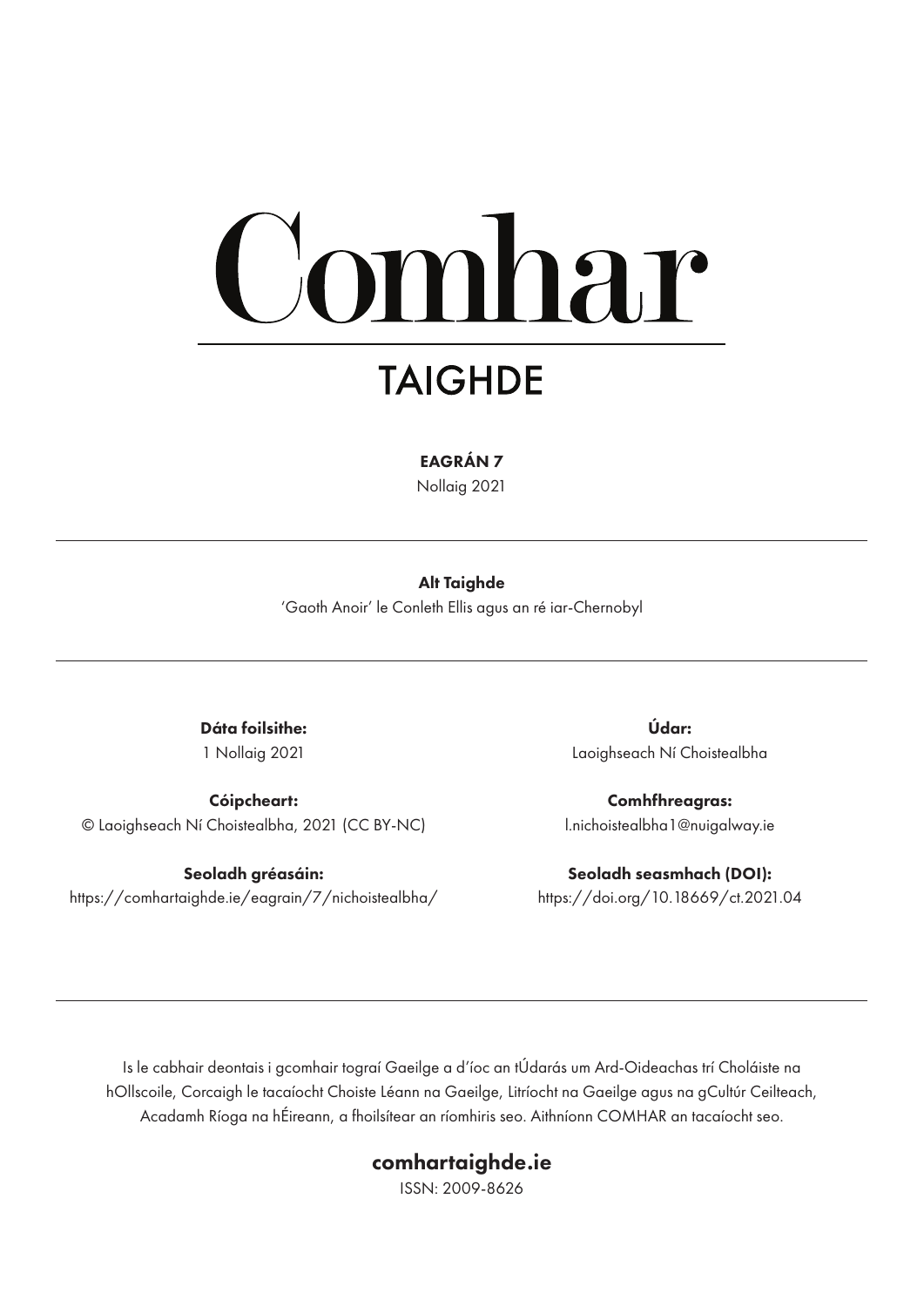# Comhar

## TAIGHDE

**EAGRÁN 7**

Nollaig 2021

---

**Alt Taighde**

'Gaoth Anoir' le Conleth Ellis agus an ré iar-Chernobyl

---

**Dáta foilsithe:**
1 Nollaig 2021

**Cóipcheart:**
© Laoighseach Ní Choistealbha, 2021 (CC BY-NC)

**Seoladh gréasáin:**
https://comhartaighde.ie/eagrain/7/nichoistealbha/

**Údar:**
Laoighseach Ní Choistealbha

**Comhfhreagras:**
l.nichoistealbha1@nuigalway.ie

**Seoladh seasmhach (DOI):**
https://doi.org/10.18669/ct.2021.04

---

Is le cabhair deontais i gcomhair tograí Gaeilge a d'íoc an tÚdarás um Ard-Oideachas trí Choláiste na hOllscoile, Corcaigh le tacaíocht Choiste Léann na Gaeilge, Litríocht na Gaeilge agus na gCultúr Ceilteach, Acadamh Ríoga na hÉireann, a fhoilsítear an ríomhiris seo. Aithníonn COMHAR an tacaíocht seo.

**comhartaighde.ie**

ISSN: 2009-8626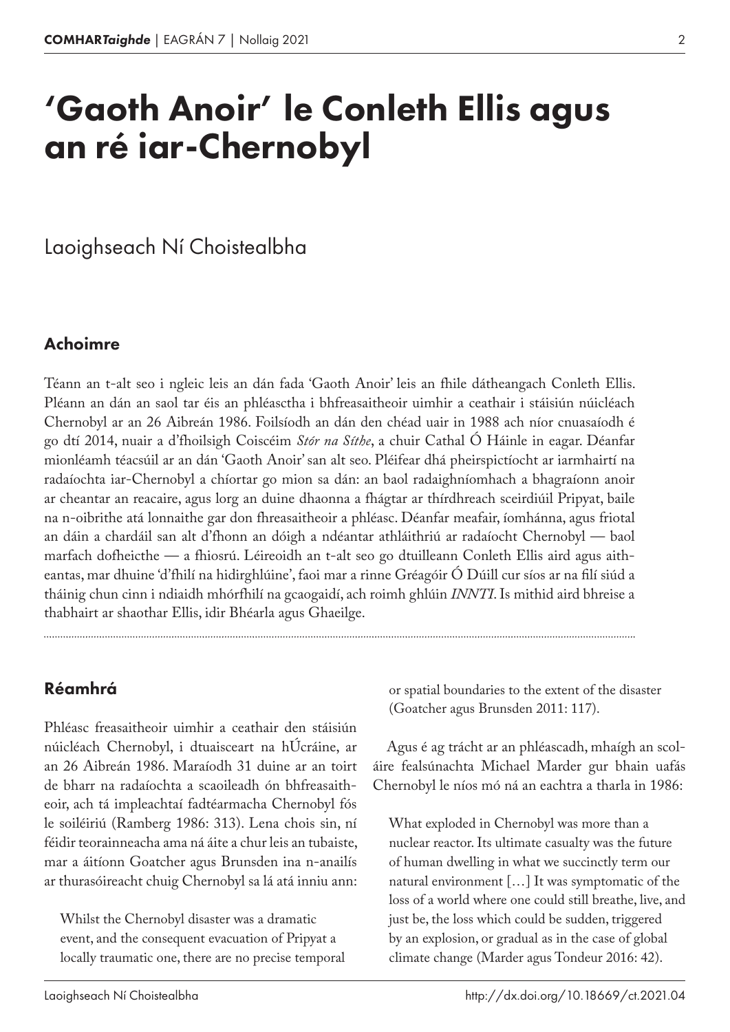# 'Gaoth Anoir' le Conleth Ellis agus an ré iar-Chernobyl

Laoighseach Ní Choistealbha

## Achoimre

Téann an t-alt seo i ngleic leis an dán fada 'Gaoth Anoir' leis an fhile dátheangach Conleth Ellis. Pléann an dán an saol tar éis an phléasctha i bhfreasaitheoir uimhir a ceathair i stáisiún núicléach Chernobyl ar an 26 Aibreán 1986. Foilsíodh an dán den chéad uair in 1988 ach níor cnuasaíodh é go dtí 2014, nuair a d'fhoilsigh Coiscéim *Stór na Síthe*, a chuir Cathal Ó Háinle in eagar. Déanfar mionléamh téacsúil ar an dán 'Gaoth Anoir' san alt seo. Pléifear dhá pheirspictíocht ar iarmhairtí na radaíochta iar-Chernobyl a chíortar go mion sa dán: an baol radaighníomhach a bhagraíonn anoir ar cheantar an reacaire, agus lorg an duine dhaonna a fhágtar ar thírdhreach sceirdiúil Pripyat, baile na n-oibrithe atá lonnaithe gar don fhreasaitheoir a phléasc. Déanfar meafair, íomhánna, agus friotal an dáin a chardáil san alt d'fhonn an dóigh a ndéantar athláithriú ar radaíocht Chernobyl — baol marfach dofheicthe — a fhiosrú. Léireoidh an t-alt seo go dtuilleann Conleth Ellis aird agus aitheantas, mar dhuine 'd'fhilí na hidirghlúine', faoi mar a rinne Gréagóir Ó Dúill cur síos ar na filí siúd a tháinig chun cinn i ndiaidh mhórfhilí na gcaogaidí, ach roimh ghlúin *INNTI*. Is mithid aird bhreise a thabhairt ar shaothar Ellis, idir Bhéarla agus Ghaeilge.

## Réamhrá

Phléasc freasaitheoir uimhir a ceathair den stáisiún núicléach Chernobyl, i dtuaisceart na hÚcráine, ar an 26 Aibreán 1986. Maraíodh 31 duine ar an toirt de bharr na radaíochta a scaoileadh ón bhfreasaitheoir, ach tá impleachtaí fadtéarmacha Chernobyl fós le soiléiriú (Ramberg 1986: 313). Lena chois sin, ní féidir teorainneacha ama ná áite a chur leis an tubaiste, mar a áitíonn Goatcher agus Brunsden ina n-anailís ar thurasóireacht chuig Chernobyl sa lá atá inniu ann:

> Whilst the Chernobyl disaster was a dramatic event, and the consequent evacuation of Pripyat a locally traumatic one, there are no precise temporal or spatial boundaries to the extent of the disaster (Goatcher agus Brunsden 2011: 117).

Agus é ag trácht ar an phléascadh, mhaígh an scoláire fealsúnachta Michael Marder gur bhain uafás Chernobyl le níos mó ná an eachtra a tharla in 1986:

> What exploded in Chernobyl was more than a nuclear reactor. Its ultimate casualty was the future of human dwelling in what we succinctly term our natural environment […] It was symptomatic of the loss of a world where one could still breathe, live, and just be, the loss which could be sudden, triggered by an explosion, or gradual as in the case of global climate change (Marder agus Tondeur 2016: 42).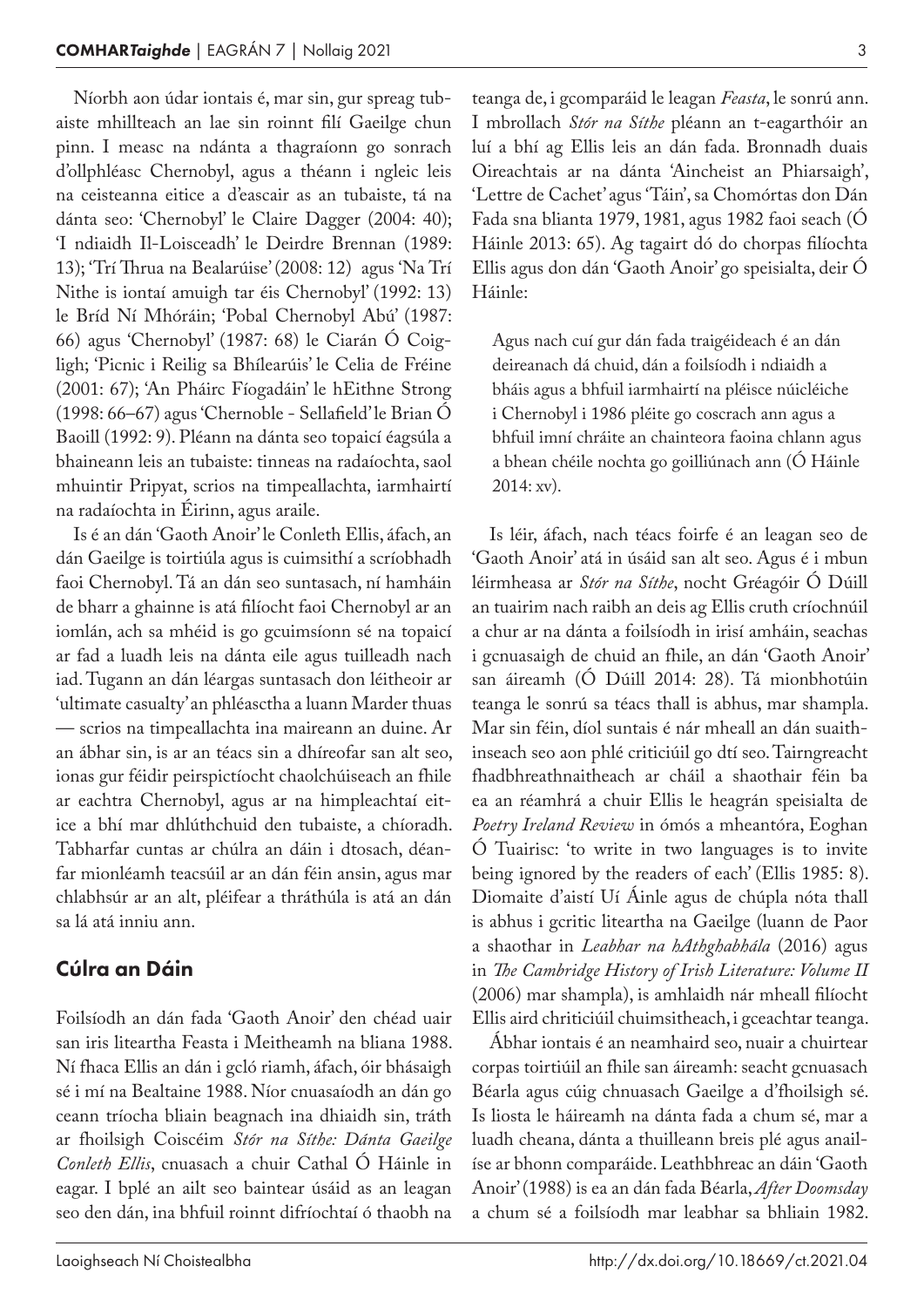Níorbh aon údar iontais é, mar sin, gur spreag tubaiste mhillteach an lae sin roinnt filí Gaeilge chun pinn. I measc na ndánta a thagraíonn go sonrach d'ollphléasc Chernobyl, agus a théann i ngleic leis na ceisteanna eitice a d'eascair as an tubaiste, tá na dánta seo: 'Chernobyl' le Claire Dagger (2004: 40); 'I ndiaidh Il-Loisceadh' le Deirdre Brennan (1989: 13); 'Trí Thrua na Bealarúise' (2008: 12) agus 'Na Trí Nithe is iontaí amuigh tar éis Chernobyl' (1992: 13) le Bríd Ní Mhóráin; 'Pobal Chernobyl Abú' (1987: 66) agus 'Chernobyl' (1987: 68) le Ciarán Ó Coigligh; 'Picnic i Reilig sa Bhílearúis' le Celia de Fréine (2001: 67); 'An Pháirc Fíogadáin' le hEithne Strong (1998: 66–67) agus 'Chernoble - Sellafield' le Brian Ó Baoill (1992: 9). Pléann na dánta seo topaicí éagsúla a bhaineann leis an tubaiste: tinneas na radaíochta, saol mhuintir Pripyat, scrios na timpeallachta, iarmhairtí na radaíochta in Éirinn, agus araile.

Is é an dán 'Gaoth Anoir' le Conleth Ellis, áfach, an dán Gaeilge is toirtiúla agus is cuimsithí a scríobhadh faoi Chernobyl. Tá an dán seo suntasach, ní hamháin de bharr a ghainne is atá filíocht faoi Chernobyl ar an iomlán, ach sa mhéid is go gcuimsíonn sé na topaicí ar fad a luadh leis na dánta eile agus tuilleadh nach iad. Tugann an dán léargas suntasach don léitheoir ar 'ultimate casualty' an phléasctha a luann Marder thuas — scrios na timpeallachta ina maireann an duine. Ar an ábhar sin, is ar an téacs sin a dhíreofar san alt seo, ionas gur féidir peirspictíocht chaolchúiseach an fhile ar eachtra Chernobyl, agus ar na himpleachtaí eitice a bhí mar dhlúthchuid den tubaiste, a chíoradh. Tabharfar cuntas ar chúlra an dáin i dtosach, déanfar mionléamh teacsúil ar an dán féin ansin, agus mar chlabhsúr ar an alt, pléifear a thráthúla is atá an dán sa lá atá inniu ann.

## Cúlra an Dáin

Foilsíodh an dán fada 'Gaoth Anoir' den chéad uair san iris liteartha Feasta i Meitheamh na bliana 1988. Ní fhaca Ellis an dán i gcló riamh, áfach, óir bhásaigh sé i mí na Bealtaine 1988. Níor cnuasaíodh an dán go ceann tríocha bliain beagnach ina dhiaidh sin, tráth ar fhoilsigh Coiscéim *Stór na Síthe: Dánta Gaeilge Conleth Ellis*, cnuasach a chuir Cathal Ó Háinle in eagar. I bplé an ailt seo baintear úsáid as an leagan seo den dán, ina bhfuil roinnt difríochtaí ó thaobh na teanga de, i gcomparáid le leagan *Feasta*, le sonrú ann. I mbrollach *Stór na Síthe* pléann an t-eagarthóir an luí a bhí ag Ellis leis an dán fada. Bronnadh duais Oireachtais ar na dánta 'Aincheist an Phiarsaigh', 'Lettre de Cachet' agus 'Táin', sa Chomórtas don Dán Fada sna blianta 1979, 1981, agus 1982 faoi seach (Ó Háinle 2013: 65). Ag tagairt dó do chorpas filíochta Ellis agus don dán 'Gaoth Anoir' go speisialta, deir Ó Háinle:

> Agus nach cuí gur dán fada traigéideach é an dán deireanach dá chuid, dán a foilsíodh i ndiaidh a bháis agus a bhfuil iarmhairtí na pléisce núicléiche i Chernobyl i 1986 pléite go coscrach ann agus a bhfuil imní chráite an chainteora faoina chlann agus a bhean chéile nochta go goilliúnach ann (Ó Háinle 2014: xv).

Is léir, áfach, nach téacs foirfe é an leagan seo de 'Gaoth Anoir' atá in úsáid san alt seo. Agus é i mbun léirmheasa ar *Stór na Síthe*, nocht Gréagóir Ó Dúill an tuairim nach raibh an deis ag Ellis cruth críochnúil a chur ar na dánta a foilsíodh in irisí amháin, seachas i gcnuasaigh de chuid an fhile, an dán 'Gaoth Anoir' san áireamh (Ó Dúill 2014: 28). Tá mionbhotúin teanga le sonrú sa téacs thall is abhus, mar shampla. Mar sin féin, díol suntais é nár mheall an dán suaithinseach seo aon phlé criticiúil go dtí seo. Tairngreacht fhadbhreathnaitheach ar cháil a shaothair féin ba ea an réamhrá a chuir Ellis le heagrán speisialta de *Poetry Ireland Review* in ómós a mheantóra, Eoghan Ó Tuairisc: 'to write in two languages is to invite being ignored by the readers of each' (Ellis 1985: 8). Diomaite d'aistí Uí Áinle agus de chúpla nóta thall is abhus i gcritic liteartha na Gaeilge (luann de Paor a shaothar in *Leabhar na hAthghabhála* (2016) agus in *The Cambridge History of Irish Literature: Volume II* (2006) mar shampla), is amhlaidh nár mheall filíocht Ellis aird chriticiúil chuimsitheach, i gceachtar teanga.

Ábhar iontais é an neamhaird seo, nuair a chuirtear corpas toirtiúil an fhile san áireamh: seacht gcnuasach Béarla agus cúig chnuasach Gaeilge a d'fhoilsigh sé. Is liosta le háireamh na dánta fada a chum sé, mar a luadh cheana, dánta a thuilleann breis plé agus anailíse ar bhonn comparáide. Leathbhreac an dáin 'Gaoth Anoir' (1988) is ea an dán fada Béarla, *After Doomsday* a chum sé a foilsíodh mar leabhar sa bhliain 1982.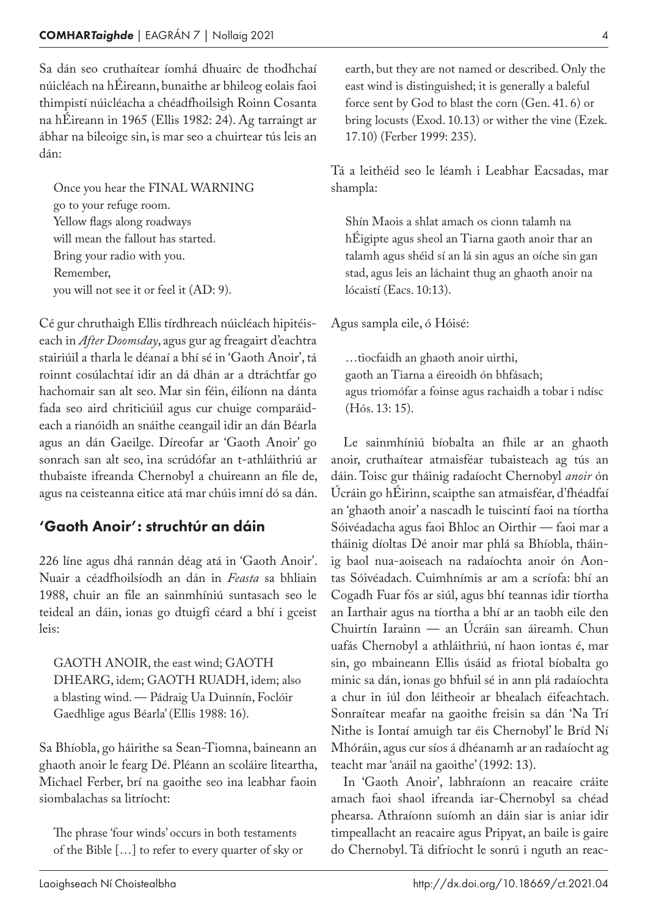Sa dán seo cruthaítear íomhá dhuairc de thodhchaí núicléach na hÉireann, bunaithe ar bhileog eolais faoi thimpistí núicléacha a chéadfhoilsigh Roinn Cosanta na hÉireann in 1965 (Ellis 1982: 24). Ag tarraingt ar ábhar na bileoige sin, is mar seo a chuirtear tús leis an dán:

> Once you hear the FINAL WARNING
> go to your refuge room.
> Yellow flags along roadways
> will mean the fallout has started.
> Bring your radio with you.
> Remember,
> you will not see it or feel it (AD: 9).

Cé gur chruthaigh Ellis tírdhreach núicléach hipitéiseach in *After Doomsday*, agus gur ag freagairt d'eachtra stairiúil a tharla le déanaí a bhí sé in 'Gaoth Anoir', tá roinnt cosúlachtaí idir an dá dhán ar a dtráchtfar go hachomair san alt seo. Mar sin féin, éilíonn na dánta fada seo aird chriticiúil agus cur chuige comparáideach a rianóidh an snáithe ceangail idir an dán Béarla agus an dán Gaeilge. Díreofar ar 'Gaoth Anoir' go sonrach san alt seo, ina scrúdófar an t-athláithriú ar thubaiste ifreanda Chernobyl a chuireann an file de, agus na ceisteanna eitice atá mar chúis imní dó sa dán.

## 'Gaoth Anoir': struchtúr an dáin

226 líne agus dhá rannán déag atá in 'Gaoth Anoir'. Nuair a céadfhoilsíodh an dán in *Feasta* sa bhliain 1988, chuir an file an sainmhíniú suntasach seo le teideal an dáin, ionas go dtuigfí céard a bhí i gceist leis:

> GAOTH ANOIR, the east wind; GAOTH DHEARG, idem; GAOTH RUADH, idem; also a blasting wind. — Pádraig Ua Duinnín, Foclóir Gaedhlige agus Béarla' (Ellis 1988: 16).

Sa Bhíobla, go háirithe sa Sean-Tiomna, baineann an ghaoth anoir le fearg Dé. Pléann an scoláire liteartha, Michael Ferber, brí na gaoithe seo ina leabhar faoin siombalachas sa litríocht:

> The phrase 'four winds' occurs in both testaments of the Bible […] to refer to every quarter of sky or earth, but they are not named or described. Only the east wind is distinguished; it is generally a baleful force sent by God to blast the corn (Gen. 41. 6) or bring locusts (Exod. 10.13) or wither the vine (Ezek. 17.10) (Ferber 1999: 235).

Tá a leithéid seo le léamh i Leabhar Eacsadas, mar shampla:

> Shín Maois a shlat amach os cionn talamh na hÉigipte agus sheol an Tiarna gaoth anoir thar an talamh agus shéid sí an lá sin agus an oíche sin gan stad, agus leis an láchaint thug an ghaoth anoir na lócaistí (Eacs. 10:13).

Agus sampla eile, ó Hóisé:

> …tiocfaidh an ghaoth anoir uirthi,
> gaoth an Tiarna a éireoidh ón bhfásach;
> agus triomófar a foinse agus rachaidh a tobar i ndísc
> (Hós. 13: 15).

Le sainmhíniú bíobalta an fhile ar an ghaoth anoir, cruthaítear atmaisféar tubaisteach ag tús an dáin. Toisc gur tháinig radaíocht Chernobyl *anoir* ón Úcráin go hÉirinn, scaipthe san atmaisféar, d'fhéadfaí an 'ghaoth anoir' a nascadh le tuiscintí faoi na tíortha Sóivéadacha agus faoi Bhloc an Oirthir — faoi mar a tháinig díoltas Dé anoir mar phlá sa Bhíobla, tháinig baol nua-aoiseach na radaíochta anoir ón Aontas Sóivéadach. Cuimhnímis ar am a scríofa: bhí an Cogadh Fuar fós ar siúl, agus bhí teannas idir tíortha an Iarthair agus na tíortha a bhí ar an taobh eile den Chuirtín Iarainn — an Úcráin san áireamh. Chun uafás Chernobyl a athláithriú, ní haon iontas é, mar sin, go mbaineann Ellis úsáid as friotal bíobalta go minic sa dán, ionas go bhfuil sé in ann plá radaíochta a chur in iúl don léitheoir ar bhealach éifeachtach. Sonraítear meafar na gaoithe freisin sa dán 'Na Trí Nithe is Iontaí amuigh tar éis Chernobyl' le Bríd Ní Mhóráin, agus cur síos á dhéanamh ar an radaíocht ag teacht mar 'anáil na gaoithe' (1992: 13).

In 'Gaoth Anoir', labhraíonn an reacaire cráite amach faoi shaol ifreanda iar-Chernobyl sa chéad phearsa. Athraíonn suíomh an dáin siar is aniar idir timpeallacht an reacaire agus Pripyat, an baile is gaire do Chernobyl. Tá difríocht le sonrú i nguth an reac-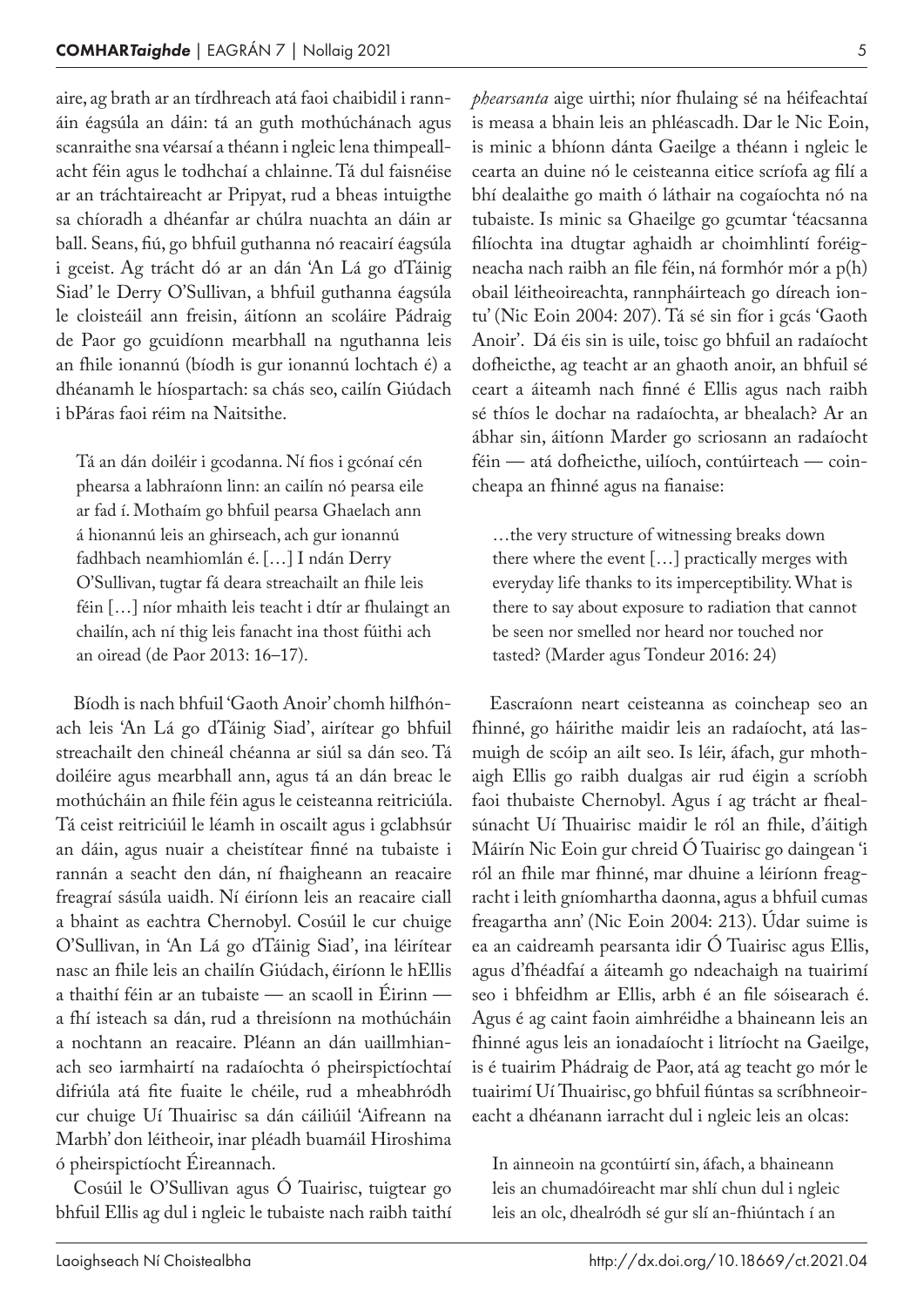aire, ag brath ar an tírdhreach atá faoi chaibidil i rannáin éagsúla an dáin: tá an guth mothúchánach agus scanraithe sna véarsaí a théann i ngleic lena thimpeallacht féin agus le todhchaí a chlainne. Tá dul faisnéise ar an trácht­aireacht ar Pripyat, rud a bheas intuigthe sa chíoradh a dhéanfar ar chúlra nuachta an dáin ar ball. Seans, fiú, go bhfuil guthanna nó reacairí éagsúla i gceist. Ag trácht dó ar an dán 'An Lá go dTáinig Siad' le Derry O'Sullivan, a bhfuil guthanna éagsúla le cloisteáil ann freisin, áitíonn an scoláire Pádraig de Paor go gcuidíonn mearbhall na nguthanna leis an fhile ionannú (bíodh is gur ionannú lochtach é) a dhéanamh le híospartach: sa chás seo, cailín Giúdach i bPáras faoi réim na Naitsithe.

> Tá an dán doiléir i gcodanna. Ní fios i gcónaí cén phearsa a labhraíonn linn: an cailín nó pearsa eile ar fad í. Mothaím go bhfuil pearsa Ghaelach ann á hionannú leis an ghirseach, ach gur ionannú fadhbach neamhiomlán é. […] I ndán Derry O'Sullivan, tugtar fá deara streachailt an fhile leis féin […] níor mhaith leis teacht i dtír ar fhulaingt an chailín, ach ní thig leis fanacht ina thost fúithi ach an oiread (de Paor 2013: 16–17).

Bíodh is nach bhfuil 'Gaoth Anoir' chomh hilfhónach leis 'An Lá go dTáinig Siad', airítear go bhfuil streachailt den chineál chéanna ar siúl sa dán seo. Tá doiléire agus mearbhall ann, agus tá an dán breac le mothúcháin an fhile féin agus le ceisteanna reitriciúla. Tá ceist reitriciúil le léamh in oscailt agus i gclabhsúr an dáin, agus nuair a cheistítear finné na tubaiste i rannán a seacht den dán, ní fhaigheann an reacaire freagraí sásúla uaidh. Ní éiríonn leis an reacaire ciall a bhaint as eachtra Chernobyl. Cosúil le cur chuige O'Sullivan, in 'An Lá go dTáinig Siad', ina léirítear nasc an fhile leis an chailín Giúdach, éiríonn le hEllis a thaithí féin ar an tubaiste — an scaoll in Éirinn — a fhí isteach sa dán, rud a threisíonn na mothúcháin a nochtann an reacaire. Pléann an dán uaillmhianach seo iarmhairtí na radaíochta ó pheirspictíochtaí difriúla atá fite fuaite le chéile, rud a mheabhródh cur chuige Uí Thuairisc sa dán cáiliúil 'Aifreann na Marbh' don léitheoir, inar pléadh buamáil Hiroshima ó pheirspictíocht Éireannach.

Cosúil le O'Sullivan agus Ó Tuairisc, tuigtear go bhfuil Ellis ag dul i ngleic le tubaiste nach raibh taithí *phearsanta* aige uirthi; níor fhulaing sé na héifeachtaí is measa a bhain leis an phléascadh. Dar le Nic Eoin, is minic a bhíonn dánta Gaeilge a théann i ngleic le cearta an duine nó le ceisteanna eitice scríofa ag filí a bhí dealaithe go maith ó láthair na cogaíochta nó na tubaiste. Is minic sa Ghaeilge go gcumtar 'téacsanna filíochta ina dtugtar aghaidh ar choimhlintí foréigneacha nach raibh an file féin, ná formhór mór a p(h)obail léitheoireachta, rannpháirteach go díreach iontu' (Nic Eoin 2004: 207). Tá sé sin fíor i gcás 'Gaoth Anoir'. Dá éis sin is uile, toisc go bhfuil an radaíocht dofheicthe, ag teacht ar an ghaoth anoir, an bhfuil sé ceart a áiteamh nach finné é Ellis agus nach raibh sé thíos le dochar na radaíochta, ar bhealach? Ar an ábhar sin, áitíonn Marder go scriosann an radaíocht féin — atá dofheicthe, uilíoch, contúirteach — coincheapa an fhinné agus na fianaise:

> …the very structure of witnessing breaks down there where the event […] practically merges with everyday life thanks to its imperceptibility. What is there to say about exposure to radiation that cannot be seen nor smelled nor heard nor touched nor tasted? (Marder agus Tondeur 2016: 24)

Eascraíonn neart ceisteanna as coincheap seo an fhinné, go háirithe maidir leis an radaíocht, atá lasmuigh de scóip an ailt seo. Is léir, áfach, gur mhothaigh Ellis go raibh dualgas air rud éigin a scríobh faoi thubaiste Chernobyl. Agus í ag trácht ar fhealsúnacht Uí Thuairisc maidir le ról an fhile, d'áitigh Máirín Nic Eoin gur chreid Ó Tuairisc go daingean 'i ról an fhile mar fhinné, mar dhuine a léiríonn freagracht i leith gníomhartha daonna, agus a bhfuil cumas freagartha ann' (Nic Eoin 2004: 213). Údar suime is ea an caidreamh pearsanta idir Ó Tuairisc agus Ellis, agus d'fhéadfaí a áiteamh go ndeachaigh na tuairimí seo i bhfeidhm ar Ellis, arbh é an file sóisearach é. Agus é ag caint faoin aimhréidhe a bhaineann leis an fhinné agus leis an ionadaíocht i litríocht na Gaeilge, is é tuairim Phádraig de Paor, atá ag teacht go mór le tuairimí Uí Thuairisc, go bhfuil fiúntas sa scríbhneoireacht a dhéanann iarracht dul i ngleic leis an olcas:

> In ainneoin na gcontúirtí sin, áfach, a bhaineann leis an chumadóireacht mar shlí chun dul i ngleic leis an olc, dhealródh sé gur slí an-fhiúntach í an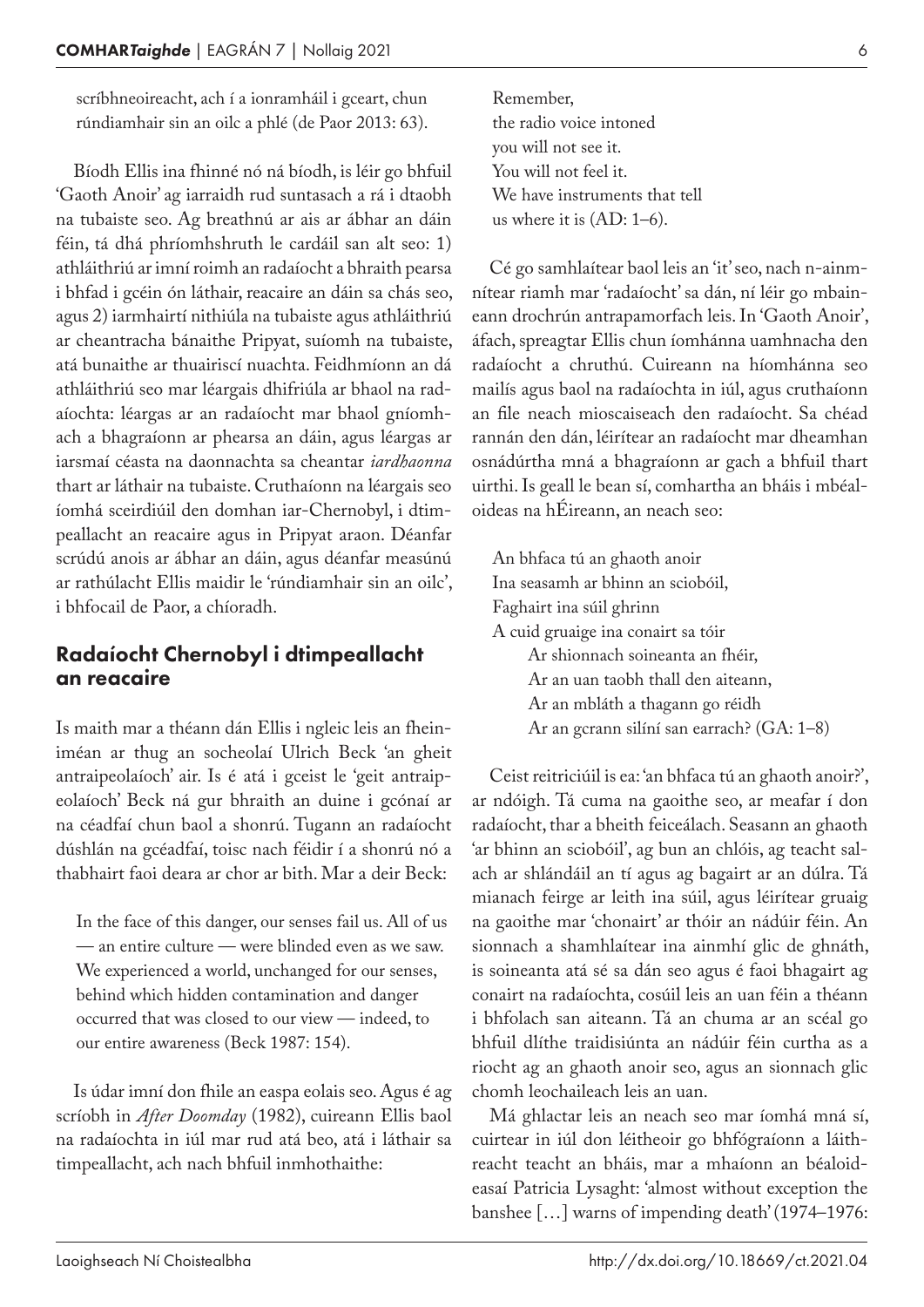scríbhneoireacht, ach í a ionramháil i gceart, chun rúndiamhair sin an oilc a phlé (de Paor 2013: 63).

Bíodh Ellis ina fhinné nó ná bíodh, is léir go bhfuil 'Gaoth Anoir' ag iarraidh rud suntasach a rá i dtaobh na tubaiste seo. Ag breathnú ar ais ar ábhar an dáin féin, tá dhá phríomhshruth le cardáil san alt seo: 1) athláithriú ar imní roimh an radaíocht a bhraith pearsa i bhfad i gcéin ón láthair, reacaire an dáin sa chás seo, agus 2) iarmhairtí nithiúla na tubaiste agus athláithriú ar cheantracha bánaithe Pripyat, suíomh na tubaiste, atá bunaithe ar thuairiscí nuachta. Feidhmíonn an dá athláithriú seo mar léargais dhifriúla ar bhaol na radaíochta: léargas ar an radaíocht mar bhaol gníomhach a bhagraíonn ar phearsa an dáin, agus léargas ar iarsmaí céasta na daonnachta sa cheantar *iardhaonna* thart ar láthair na tubaiste. Cruthaíonn na léargais seo íomhá sceirdiúil den domhan iar-Chernobyl, i dtimpeallacht an reacaire agus in Pripyat araon. Déanfar scrúdú anois ar ábhar an dáin, agus déanfar measúnú ar rathúlacht Ellis maidir le 'rúndiamhair sin an oilc', i bhfocail de Paor, a chíoradh.

## Radaíocht Chernobyl i dtimpeallacht an reacaire

Is maith mar a théann dán Ellis i ngleic leis an fheiniméan ar thug an socheolaí Ulrich Beck 'an gheit antraipeolaíoch' air. Is é atá i gceist le 'geit antraipeolaíoch' Beck ná gur bhraith an duine i gcónaí ar na céadfaí chun baol a shonrú. Tugann an radaíocht dúshlán na gcéadfaí, toisc nach féidir í a shonrú nó a thabhairt faoi deara ar chor ar bith. Mar a deir Beck:

> In the face of this danger, our senses fail us. All of us — an entire culture — were blinded even as we saw. We experienced a world, unchanged for our senses, behind which hidden contamination and danger occurred that was closed to our view — indeed, to our entire awareness (Beck 1987: 154).

Is údar imní don fhile an easpa eolais seo. Agus é ag scríobh in *After Doomday* (1982), cuireann Ellis baol na radaíochta in iúl mar rud atá beo, atá i láthair sa timpeallacht, ach nach bhfuil inmhothaithe:

> Remember,
> the radio voice intoned
> you will not see it.
> You will not feel it.
> We have instruments that tell
> us where it is (AD: 1–6).

Cé go samhlaítear baol leis an 'it' seo, nach n-ainmnítear riamh mar 'radaíocht' sa dán, ní léir go mbaineann drochrún antrapamorfach leis. In 'Gaoth Anoir', áfach, spreagtar Ellis chun íomhánna uamhnacha den radaíocht a chruthú. Cuireann na híomhánna seo mailís agus baol na radaíochta in iúl, agus cruthaíonn an file neach mioscaiseach den radaíocht. Sa chéad rannán den dán, léirítear an radaíocht mar dheamhan osnádúrtha mná a bhagraíonn ar gach a bhfuil thart uirthi. Is geall le bean sí, comhartha an bháis i mbéaloideas na hÉireann, an neach seo:

> An bhfaca tú an ghaoth anoir
> Ina seasamh ar bhinn an sciobóil,
> Faghairt ina súil ghrinn
> A cuid gruaige ina conairt sa tóir
> Ar shionnach soineanta an fhéir,
> Ar an uan taobh thall den aiteann,
> Ar an mbláth a thagann go réidh
> Ar an gcrann silíní san earrach? (GA: 1–8)

Ceist reitriciúil is ea: 'an bhfaca tú an ghaoth anoir?', ar ndóigh. Tá cuma na gaoithe seo, ar meafar í don radaíocht, thar a bheith feiceálach. Seasann an ghaoth 'ar bhinn an sciobóil', ag bun an chlóis, ag teacht salach ar shlándáil an tí agus ag bagairt ar an dúlra. Tá mianach feirge ar leith ina súil, agus léirítear gruaig na gaoithe mar 'chonairt' ar thóir an nádúir féin. An sionnach a shamhlaítear ina ainmhí glic de ghnáth, is soineanta atá sé sa dán seo agus é faoi bhagairt ag conairt na radaíochta, cosúil leis an uan féin a théann i bhfolach san aiteann. Tá an chuma ar an scéal go bhfuil dlíthe traidisiúnta an nádúir féin curtha as a riocht ag an ghaoth anoir seo, agus an sionnach glic chomh leochaileach leis an uan.

Má ghlactar leis an neach seo mar íomhá mná sí, cuirtear in iúl don léitheoir go bhfógraíonn a láithreacht teacht an bháis, mar a mhaíonn an béaloideasaí Patricia Lysaght: 'almost without exception the banshee [...] warns of impending death' (1974–1976: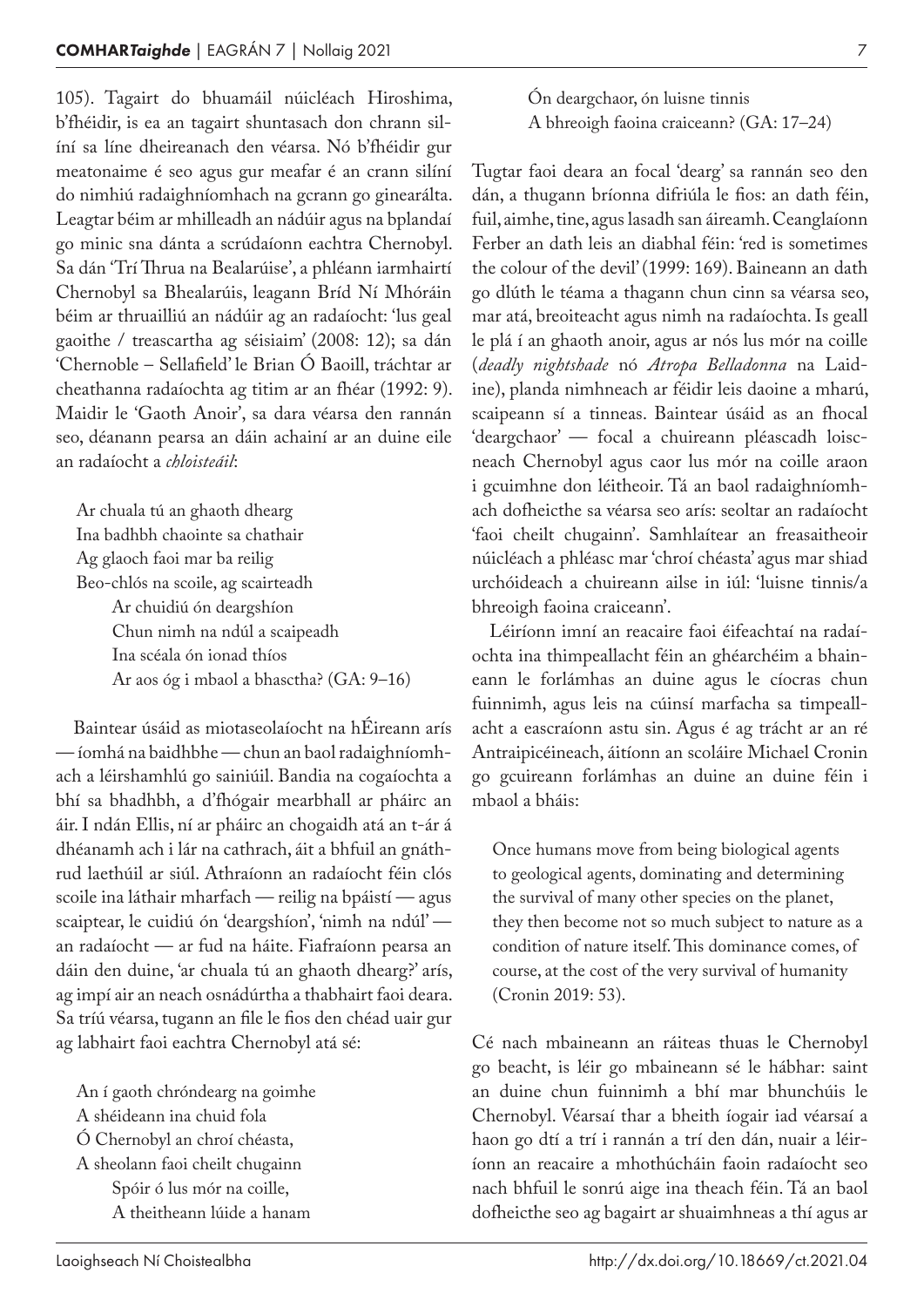105). Tagairt do bhuamáil núicléach Hiroshima, b'fhéidir, is ea an tagairt shuntasach don chrann silíní sa líne dheireanach den véarsa. Nó b'fhéidir gur meatonaime é seo agus gur meafar é an crann silíní do nimhiú radaighníomhach na gcrann go ginearálta. Leagtar béim ar mhilleadh an nádúir agus na bplandaí go minic sna dánta a scrúdaíonn eachtra Chernobyl. Sa dán 'Trí Thrua na Bealarúise', a phléann iarmhairtí Chernobyl sa Bhealarúis, leagann Bríd Ní Mhóráin béim ar thruailliú an nádúir ag an radaíocht: 'lus geal gaoithe / treascartha ag séisiaim' (2008: 12); sa dán 'Chernoble – Sellafield' le Brian Ó Baoill, tráchtar ar cheathanna radaíochta ag titim ar an fhéar (1992: 9). Maidir le 'Gaoth Anoir', sa dara véarsa den rannán seo, déanann pearsa an dáin achainí ar an duine eile an radaíocht a *chloisteáil*:

> Ar chuala tú an ghaoth dhearg  
> Ina badhbh chaointe sa chathair  
> Ag glaoch faoi mar ba reilig  
> Beo-chlós na scoile, ag scairteadh  
>       Ar chuidiú ón deargshíon  
>       Chun nimh na ndúl a scaipeadh  
>       Ina scéala ón ionad thíos  
>       Ar aos óg i mbaol a bhasctha? (GA: 9–16)

Baintear úsáid as miotaseolaíocht na hÉireann arís — íomhá na baidhbhe — chun an baol radaighníomhach a léirshamhlú go sainiúil. Bandia na cogaíochta a bhí sa bhadhbh, a d'fhógair mearbhall ar pháirc an áir. I ndán Ellis, ní ar pháirc an chogaidh atá an t-ár á dhéanamh ach i lár na cathrach, áit a bhfuil an gnáthrud laethúil ar siúl. Athraíonn an radaíocht féin clós scoile ina láthair mharfach — reilig na bpáistí — agus scaiptear, le cuidiú ón 'deargshíon', 'nimh na ndúl' — an radaíocht — ar fud na háite. Fiafraíonn pearsa an dáin den duine, 'ar chuala tú an ghaoth dhearg?' arís, ag impí air an neach osnádúrtha a thabhairt faoi deara. Sa tríú véarsa, tugann an file le fios den chéad uair gur ag labhairt faoi eachtra Chernobyl atá sé:

> An í gaoth chróndearg na goimhe  
> A shéideann ina chuid fola  
> Ó Chernobyl an chroí chéasta,  
> A sheolann faoi cheilt chugainn  
>       Spóir ó lus mór na coille,  
>       A theitheann lúide a hanam  
>       Ón deargchaor, ón luisne tinnis  
>       A bhreoigh faoina craiceann? (GA: 17–24)

Tugtar faoi deara an focal 'dearg' sa rannán seo den dán, a thugann bríonna difriúla le fios: an dath féin, fuil, aimhe, tine, agus lasadh san áireamh. Ceanglaíonn Ferber an dath leis an diabhal féin: 'red is sometimes the colour of the devil' (1999: 169). Baineann an dath go dlúth le téama a thagann chun cinn sa véarsa seo, mar atá, breoiteacht agus nimh na radaíochta. Is geall le plá í an ghaoth anoir, agus ar nós lus mór na coille (*deadly nightshade* nó *Atropa Belladonna* na Laidine), planda nimhneach ar féidir leis daoine a mharú, scaipeann sí a tinneas. Baintear úsáid as an fhocal 'deargchaor' — focal a chuireann pléascadh loiscneach Chernobyl agus caor lus mór na coille araon i gcuimhne don léitheoir. Tá an baol radaighníomhach dofheicthe sa véarsa seo arís: seoltar an radaíocht 'faoi cheilt chugainn'. Samhlaítear an freasaitheoir núicléach a phléasc mar 'chroí chéasta' agus mar shiad urchóideach a chuireann ailse in iúl: 'luisne tinnis/a bhreoigh faoina craiceann'.

Léiríonn imní an reacaire faoi éifeachtaí na radaíochta ina thimpeallacht féin an ghéarchéim a bhaineann le forlámhas an duine agus le cíocras chun fuinnimh, agus leis na cúinsí marfacha sa timpeallacht a eascraíonn astu sin. Agus é ag trácht ar an ré Antraipicéineach, áitíonn an scoláire Michael Cronin go gcuireann forlámhas an duine an duine féin i mbaol a bháis:

> Once humans move from being biological agents to geological agents, dominating and determining the survival of many other species on the planet, they then become not so much subject to nature as a condition of nature itself. This dominance comes, of course, at the cost of the very survival of humanity (Cronin 2019: 53).

Cé nach mbaineann an ráiteas thuas le Chernobyl go beacht, is léir go mbaineann sé le hábhar: saint an duine chun fuinnimh a bhí mar bhunchúis le Chernobyl. Véarsaí thar a bheith íogair iad véarsaí a haon go dtí a trí i rannán a trí den dán, nuair a léiríonn an reacaire a mhothúcháin faoin radaíocht seo nach bhfuil le sonrú aige ina theach féin. Tá an baol dofheicthe seo ag bagairt ar shuaimhneas a thí agus ar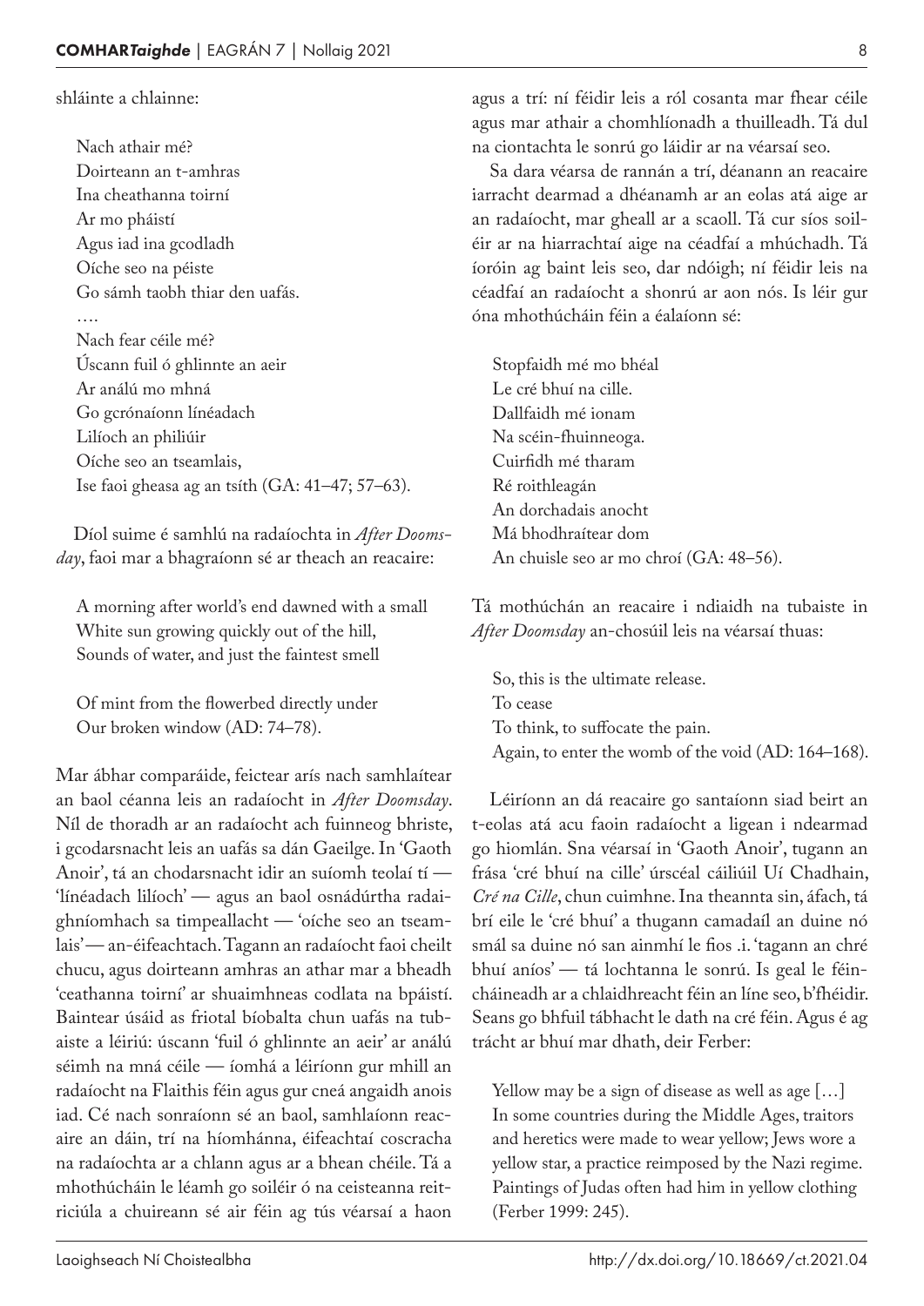shláinte a chlainne:

> Nach athair mé?  
> Doirteann an t-amhras  
> Ina cheathanna toirní  
> Ar mo pháistí  
> Agus iad ina gcodladh  
> Oíche seo na péiste  
> Go sámh taobh thiar den uafás.  
> ….  
> Nach fear céile mé?  
> Úscann fuil ó ghlinnte an aeir  
> Ar análú mo mhná  
> Go gcrónaíonn línéadach  
> Lilíoch an philiúir  
> Oíche seo an tseamlais,  
> Ise faoi gheasa ag an tsíth (GA: 41–47; 57–63).

Díol suime é samhlú na radaíochta in *After Doomsday*, faoi mar a bhagraíonn sé ar theach an reacaire:

> A morning after world's end dawned with a small  
> White sun growing quickly out of the hill,  
> Sounds of water, and just the faintest smell
>
> Of mint from the flowerbed directly under  
> Our broken window (AD: 74–78).

Mar ábhar comparáide, feictear arís nach samhlaítear an baol céanna leis an radaíocht in *After Doomsday*. Níl de thoradh ar an radaíocht ach fuinneog bhriste, i gcodarsnacht leis an uafás sa dán Gaeilge. In 'Gaoth Anoir', tá an chodarsnacht idir an suíomh teolaí tí — 'línéadach lilíoch' — agus an baol osnádúrtha radaighníomhach sa timpeallacht — 'oíche seo an tseamlais' — an-éifeachtach. Tagann an radaíocht faoi cheilt chucu, agus doirteann amhras an athar mar a bheadh 'ceathanna toirní' ar shuaimhneas codlata na bpáistí. Baintear úsáid as friotal bíobalta chun uafás na tubaiste a léiriú: úscann 'fuil ó ghlinnte an aeir' ar análú séimh na mná céile — íomhá a léiríonn gur mhill an radaíocht na Flaithis féin agus gur cneá angaidh anois iad. Cé nach sonraíonn sé an baol, samhlaíonn reacaire an dáin, trí na híomhánna, éifeachtaí coscracha na radaíochta ar a chlann agus ar a bhean chéile. Tá a mhothúcháin le léamh go soiléir ó na ceisteanna reitriciúla a chuireann sé air féin ag tús véarsaí a haon agus a trí: ní féidir leis a ról cosanta mar fhear céile agus mar athair a chomhlíonadh a thuilleadh. Tá dul na ciontachta le sonrú go láidir ar na véarsaí seo.

Sa dara véarsa de rannán a trí, déanann an reacaire iarracht dearmad a dhéanamh ar an eolas atá aige ar an radaíocht, mar gheall ar a scaoll. Tá cur síos soiléir ar na hiarrachtaí aige na céadfaí a mhúchadh. Tá íoróin ag baint leis seo, dar ndóigh; ní féidir leis na céadfaí an radaíocht a shonrú ar aon nós. Is léir gur óna mhothúcháin féin a éalaíonn sé:

> Stopfaidh mé mo bhéal  
> Le cré bhuí na cille.  
> Dallfaidh mé ionam  
> Na scéin-fhuinneoga.  
> Cuirfidh mé tharam  
> Ré roithleagán  
> An dorchadais anocht  
> Má bhodhraítear dom  
> An chuisle seo ar mo chroí (GA: 48–56).

Tá mothúchán an reacaire i ndiaidh na tubaiste in *After Doomsday* an-chosúil leis na véarsaí thuas:

> So, this is the ultimate release.  
> To cease  
> To think, to suffocate the pain.  
> Again, to enter the womb of the void (AD: 164–168).

Léiríonn an dá reacaire go santaíonn siad beirt an t-eolas atá acu faoin radaíocht a ligean i ndearmad go hiomlán. Sna véarsaí in 'Gaoth Anoir', tugann an frása 'cré bhuí na cille' úrscéal cáiliúil Uí Chadhain, *Cré na Cille*, chun cuimhne. Ina theannta sin, áfach, tá brí eile le 'cré bhuí' a thugann camadaíl an duine nó smál sa duine nó san ainmhí le fios .i. 'tagann an chré bhuí aníos' — tá lochtanna le sonrú. Is geal le féincháineadh ar a chlaidhreacht féin an líne seo, b'fhéidir. Seans go bhfuil tábhacht le dath na cré féin. Agus é ag trácht ar bhuí mar dhath, deir Ferber:

> Yellow may be a sign of disease as well as age […]  
> In some countries during the Middle Ages, traitors and heretics were made to wear yellow; Jews wore a yellow star, a practice reimposed by the Nazi regime. Paintings of Judas often had him in yellow clothing (Ferber 1999: 245).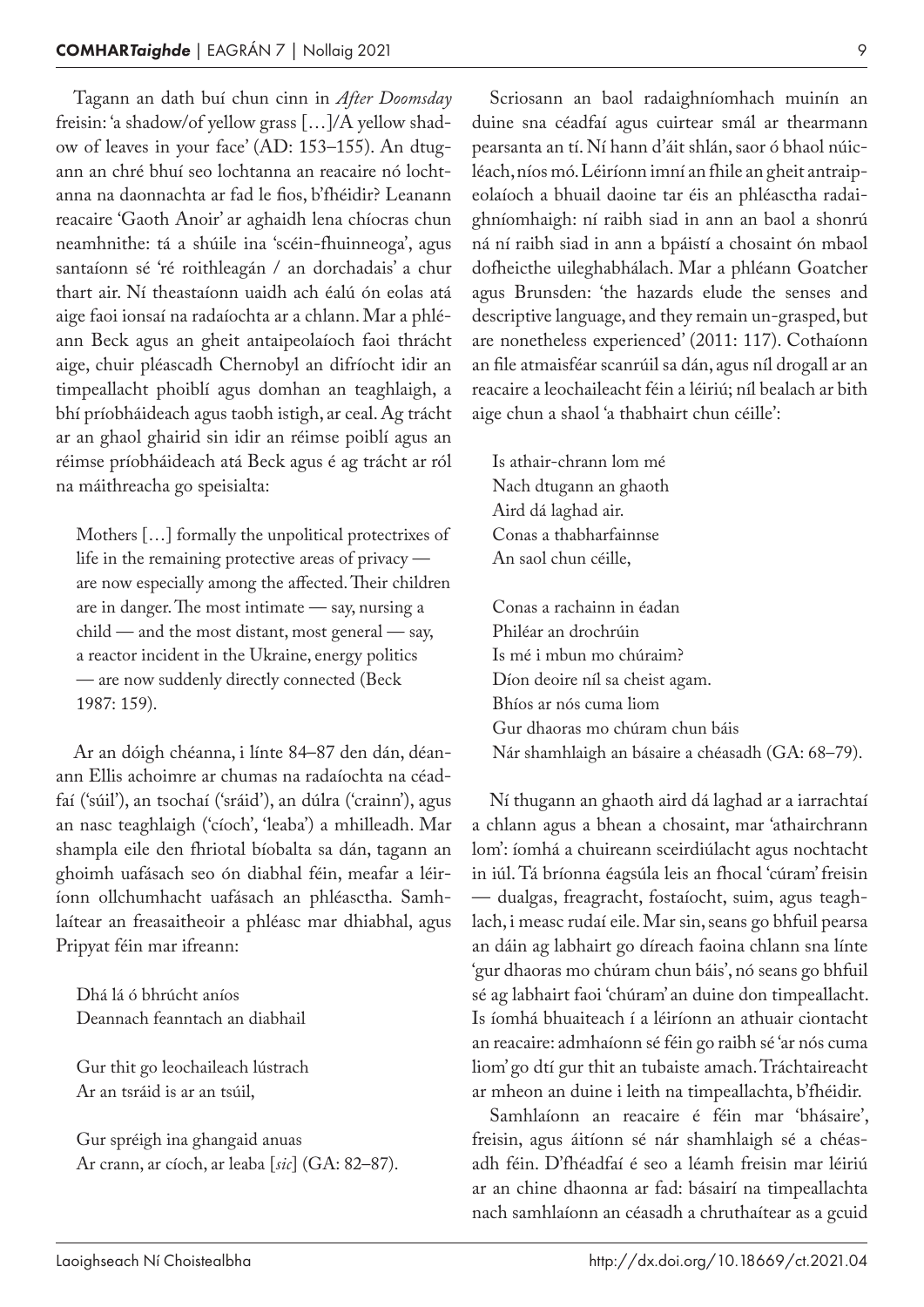Tagann an dath buí chun cinn in *After Doomsday* freisin: 'a shadow/of yellow grass […]/A yellow shadow of leaves in your face' (AD: 153–155). An dtugann an chré bhuí seo lochtanna an reacaire nó lochtanna na daonnachta ar fad le fios, b'fhéidir? Leanann reacaire 'Gaoth Anoir' ar aghaidh lena chíocras chun neamhnithe: tá a shúile ina 'scéin-fhuinneoga', agus santaíonn sé 'ré roithleagán / an dorchadais' a chur thart air. Ní theastaíonn uaidh ach éalú ón eolas atá aige faoi ionsaí na radaíochta ar a chlann. Mar a phléann Beck agus an gheit antaipeolaíoch faoi thrácht aige, chuir pléascadh Chernobyl an difríocht idir an timpeallacht phoiblí agus domhan an teaghlaigh, a bhí príobháideach agus taobh istigh, ar ceal. Ag trácht ar an ghaol ghairid sin idir an réimse poiblí agus an réimse príobháideach atá Beck agus é ag trácht ar ról na máithreacha go speisialta:

> Mothers […] formally the unpolitical protectrixes of life in the remaining protective areas of privacy — are now especially among the affected. Their children are in danger. The most intimate — say, nursing a child — and the most distant, most general — say, a reactor incident in the Ukraine, energy politics — are now suddenly directly connected (Beck 1987: 159).

Ar an dóigh chéanna, i línte 84–87 den dán, déanann Ellis achoimre ar chumas na radaíochta na céadfaí ('súil'), an tsochaí ('sráid'), an dúlra ('crainn'), agus an nasc teaghlaigh ('cíoch', 'leaba') a mhilleadh. Mar shampla eile den fhriotal bíobalta sa dán, tagann an ghoimh uafásach seo ón diabhal féin, meafar a léiríonn ollchumhacht uafásach an phléasctha. Samhlaítear an freasaitheoir a phléasc mar dhiabhal, agus Pripyat féin mar ifreann:

> Dhá lá ó bhrúcht aníos
> Deannach feanntach an diabhail
>
> Gur thit go leochaileach lústrach
> Ar an tsráid is ar an tsúil,
>
> Gur spréigh ina ghangaid anuas
> Ar crann, ar cíoch, ar leaba [*sic*] (GA: 82–87).

Scriosann an baol radaighníomhach muinín an duine sna céadfaí agus cuirtear smál ar thearmann pearsanta an tí. Ní hann d'áit shlán, saor ó bhaol núicléach, níos mó. Léiríonn imní an fhile an gheit antraipeolaíoch a bhuail daoine tar éis an phléasctha radaighníomhaigh: ní raibh siad in ann an baol a shonrú ná ní raibh siad in ann a bpáistí a chosaint ón mbaol dofheicthe uileghabhálach. Mar a phléann Goatcher agus Brunsden: 'the hazards elude the senses and descriptive language, and they remain un-grasped, but are nonetheless experienced' (2011: 117). Cothaíonn an file atmaisféar scanrúil sa dán, agus níl drogall ar an reacaire a leochaileacht féin a léiriú; níl bealach ar bith aige chun a shaol 'a thabhairt chun céille':

> Is athair-chrann lom mé
> Nach dtugann an ghaoth
> Aird dá laghad air.
> Conas a thabharfainnse
> An saol chun céille,
>
> Conas a rachainn in éadan
> Philéar an drochrúin
> Is mé i mbun mo chúraim?
> Díon deoire níl sa cheist agam.
> Bhíos ar nós cuma liom
> Gur dhaoras mo chúram chun báis
> Nár shamhlaigh an básaire a chéasadh (GA: 68–79).

Ní thugann an ghaoth aird dá laghad ar a iarrachtaí a chlann agus a bhean a chosaint, mar 'athairchrann lom': íomhá a chuireann sceirdiúlacht agus nochtacht in iúl. Tá bríonna éagsúla leis an fhocal 'cúram' freisin — dualgas, freagracht, fostaíocht, suim, agus teaghlach, i measc rudaí eile. Mar sin, seans go bhfuil pearsa an dáin ag labhairt go díreach faoina chlann sna línte 'gur dhaoras mo chúram chun báis', nó seans go bhfuil sé ag labhairt faoi 'chúram' an duine don timpeallacht. Is íomhá bhuaiteach í a léiríonn an athuair ciontacht an reacaire: admhaíonn sé féin go raibh sé 'ar nós cuma liom' go dtí gur thit an tubaiste amach. Tráchtaireacht ar mheon an duine i leith na timpeallachta, b'fhéidir.

Samhlaíonn an reacaire é féin mar 'bhásaire', freisin, agus áitíonn sé nár shamhlaigh sé a chéasadh féin. D'fhéadfaí é seo a léamh freisin mar léiriú ar an chine dhaonna ar fad: básairí na timpeallachta nach samhlaíonn an céasadh a chruthaítear as a gcuid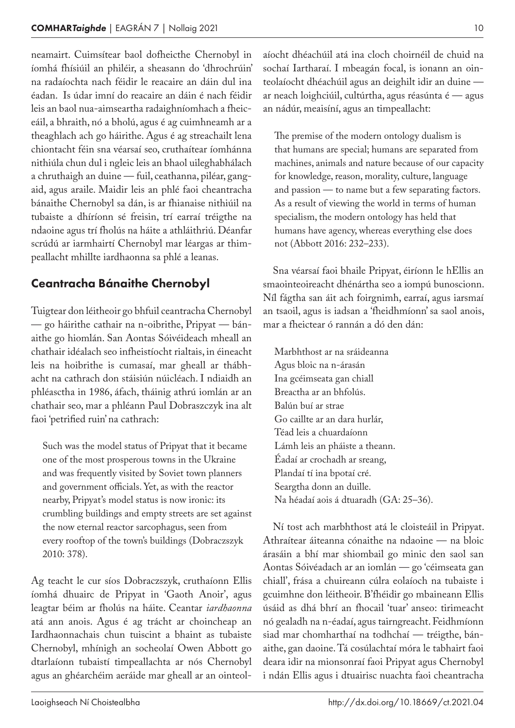neamairt. Cuimsítear baol dofheicthe Chernobyl in íomhá fhisiúil an philéir, a sheasann do 'dhrochrúin' na radaíochta nach féidir le reacaire an dáin dul ina éadan. Is údar imní do reacaire an dáin é nach féidir leis an baol nua-aimseartha radaighníomhach a fheiceáil, a bhraith, nó a bholú, agus é ag cuimhneamh ar a theaghlach ach go háirithe. Agus é ag streachailt lena chiontacht féin sna véarsaí seo, cruthaítear íomhánna nithiúla chun dul i ngleic leis an bhaol uileghabhálach a chruthaigh an duine — fuil, ceathanna, piléar, gangaid, agus araile. Maidir leis an phlé faoi cheantracha bánaithe Chernobyl sa dán, is ar fhianaise nithiúil na tubaiste a dhíríonn sé freisin, trí earraí tréigthe na ndaoine agus trí fholús na háite a athláithriú. Déanfar scrúdú ar iarmhairtí Chernobyl mar léargas ar thimpeallacht mhillte iardhaonna sa phlé a leanas.

## Ceantracha Bánaithe Chernobyl

Tuigtear don léitheoir go bhfuil ceantracha Chernobyl — go háirithe cathair na n-oibrithe, Pripyat — bánaithe go hiomlán. San Aontas Sóivéideach mheall an chathair idéalach seo infheistíocht rialtais, in éineacht leis na hoibrithe is cumasaí, mar gheall ar thábhacht na cathrach don stáisiún núicléach. I ndiaidh an phléasctha in 1986, áfach, tháinig athrú iomlán ar an chathair seo, mar a phléann Paul Dobraszczyk ina alt faoi 'petrified ruin' na cathrach:

> Such was the model status of Pripyat that it became one of the most prosperous towns in the Ukraine and was frequently visited by Soviet town planners and government officials. Yet, as with the reactor nearby, Pripyat's model status is now ironic: its crumbling buildings and empty streets are set against the now eternal reactor sarcophagus, seen from every rooftop of the town's buildings (Dobraczszyk 2010: 378).

Ag teacht le cur síos Dobraczszyk, cruthaíonn Ellis íomhá dhuairc de Pripyat in 'Gaoth Anoir', agus leagtar béim ar fholús na háite. Ceantar *iardhaonna* atá ann anois. Agus é ag trácht ar choincheap an Iardhaonnachais chun tuiscint a bhaint as tubaiste Chernobyl, mhínigh an socheolaí Owen Abbott go dtarlaíonn tubaistí timpeallachta ar nós Chernobyl agus an ghéarchéim aeráide mar gheall ar an ointeolaíocht dhéachúil atá ina cloch choirnéil de chuid na sochaí Iartharaí. I mbeagán focal, is ionann an ointeolaíocht dhéachúil agus an deighilt idir an duine — ar neach loighciúil, cultúrtha, agus réasúnta é — agus an nádúr, meaisíní, agus an timpeallacht:

> The premise of the modern ontology dualism is that humans are special; humans are separated from machines, animals and nature because of our capacity for knowledge, reason, morality, culture, language and passion — to name but a few separating factors. As a result of viewing the world in terms of human specialism, the modern ontology has held that humans have agency, whereas everything else does not (Abbott 2016: 232–233).

Sna véarsaí faoi bhaile Pripyat, éiríonn le hEllis an smaointeoireacht dhénártha seo a iompú bunoscionn. Níl fágtha san áit ach foirgnimh, earraí, agus iarsmaí an tsaoil, agus is iadsan a 'fheidhmíonn' sa saol anois, mar a fheictear ó rannán a dó den dán:

> Marbhthost ar na sráideanna
> Agus bloic na n-árasán
> Ina gcéimseata gan chiall
> Breactha ar an bhfolús.
> Balún buí ar strae
> Go caillte ar an dara hurlár,
> Téad leis a chuardaíonn
> Lámh leis an pháiste a theann.
> Éadaí ar crochadh ar sreang,
> Plandaí tí ina bpotaí cré.
> Seargtha donn an duille.
> Na héadaí aois á dtuaradh (GA: 25–36).

Ní tost ach marbhthost atá le cloisteáil in Pripyat. Athraítear áiteanna cónaithe na ndaoine — na bloic árasáin a bhí mar shiombail go minic den saol san Aontas Sóivéadach ar an iomlán — go 'céimseata gan chiall', frása a chuireann cúlra eolaíoch na tubaiste i gcuimhne don léitheoir. B'fhéidir go mbaineann Ellis úsáid as dhá bhrí an fhocail 'tuar' anseo: tirimeacht nó gealadh na n-éadaí, agus tairngreacht. Feidhmíonn siad mar chomharthaí na todhchaí — tréigthe, bánaithe, gan daoine. Tá cosúlachtaí móra le tabhairt faoi deara idir na mionsonraí faoi Pripyat agus Chernobyl i ndán Ellis agus i dtuairisc nuachta faoi cheantracha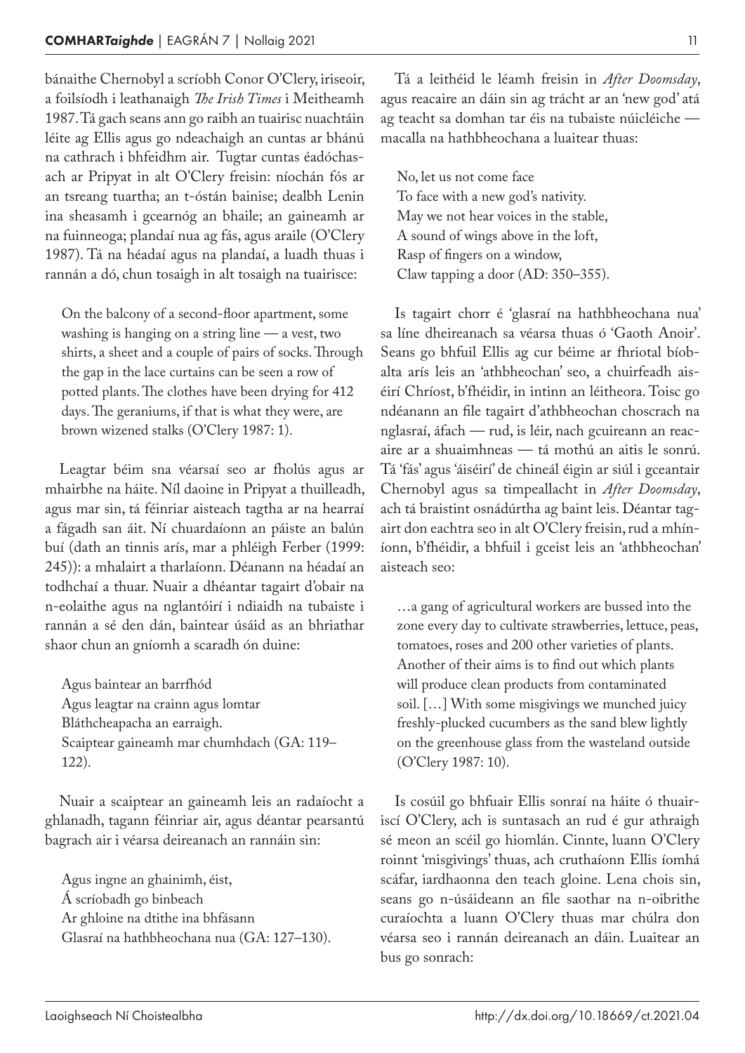bánaithe Chernobyl a scríobh Conor O'Clery, iriseoir, a foilsíodh i leathanaigh *The Irish Times* i Meitheamh 1987. Tá gach seans ann go raibh an tuairisc nuachtáin léite ag Ellis agus go ndeachaigh an cuntas ar bhánú na cathrach i bhfeidhm air. Tugtar cuntas éadóchasach ar Pripyat in alt O'Clery freisin: níochán fós ar an tsreang tuartha; an t-óstán bainise; dealbh Lenin ina sheasamh i gcearnóg an bhaile; an gaineamh ar na fuinneoga; plandaí nua ag fás, agus araile (O'Clery 1987). Tá na héadaí agus na plandaí, a luadh thuas i rannán a dó, chun tosaigh in alt tosaigh na tuairisce:

> On the balcony of a second-floor apartment, some washing is hanging on a string line — a vest, two shirts, a sheet and a couple of pairs of socks. Through the gap in the lace curtains can be seen a row of potted plants. The clothes have been drying for 412 days. The geraniums, if that is what they were, are brown wizened stalks (O'Clery 1987: 1).

Leagtar béim sna véarsaí seo ar fholús agus ar mhairbhe na háite. Níl daoine in Pripyat a thuilleadh, agus mar sin, tá féinriar aisteach tagtha ar na hearraí a fágadh san áit. Ní chuardaíonn an páiste an balún buí (dath an tinnis arís, mar a phléigh Ferber (1999: 245)): a mhalairt a tharlaíonn. Déanann na héadaí an todhchaí a thuar. Nuair a dhéantar tagairt d'obair na n-eolaithe agus na nglantóirí i ndiaidh na tubaiste i rannán a sé den dán, baintear úsáid as an bhriathar shaor chun an gníomh a scaradh ón duine:

> Agus baintear an barrfhód
> Agus leagtar na crainn agus lomtar
> Bláthcheapacha an earraigh.
> Scaiptear gaineamh mar chumhdach (GA: 119–122).

Nuair a scaiptear an gaineamh leis an radaíocht a ghlanadh, tagann féinriar air, agus déantar pearsantú bagrach air i véarsa deireanach an rannáin sin:

> Agus ingne an ghainimh, éist,
> Á scríobadh go binbeach
> Ar ghloine na dtithe ina bhfásann
> Glasraí na hathbheochana nua (GA: 127–130).

Tá a leithéid le léamh freisin in *After Doomsday*, agus reacaire an dáin sin ag trácht ar an 'new god' atá ag teacht sa domhan tar éis na tubaiste núicléiche — macalla na hathbheochana a luaitear thuas:

> No, let us not come face
> To face with a new god's nativity.
> May we not hear voices in the stable,
> A sound of wings above in the loft,
> Rasp of fingers on a window,
> Claw tapping a door (AD: 350–355).

Is tagairt chorr é 'glasraí na hathbheochana nua' sa líne dheireanach sa véarsa thuas ó 'Gaoth Anoir'. Seans go bhfuil Ellis ag cur béime ar fhriotal bíoblalta arís leis an 'athbheochan' seo, a chuirfeadh aiséirí Chríost, b'fhéidir, in intinn an léitheora. Toisc go ndéanann an file tagairt d'athbheochan choscrach na nglasraí, áfach — rud, is léir, nach gcuireann an reacaire ar a shuaimhneas — tá mothú an aitis le sonrú. Tá 'fás' agus 'áiséirí' de chineál éigin ar siúl i gceantair Chernobyl agus sa timpeallacht in *After Doomsday*, ach tá braistint osnádúrtha ag baint leis. Déantar tagairt don eachtra seo in alt O'Clery freisin, rud a mhíníonn, b'fhéidir, a bhfuil i gceist leis an 'athbheochan' aisteach seo:

> …a gang of agricultural workers are bussed into the zone every day to cultivate strawberries, lettuce, peas, tomatoes, roses and 200 other varieties of plants. Another of their aims is to find out which plants will produce clean products from contaminated soil. […] With some misgivings we munched juicy freshly-plucked cucumbers as the sand blew lightly on the greenhouse glass from the wasteland outside (O'Clery 1987: 10).

Is cosúil go bhfuair Ellis sonraí na háite ó thuairiscí O'Clery, ach is suntasach an rud é gur athraigh sé meon an scéil go hiomlán. Cinnte, luann O'Clery roinnt 'misgivings' thuas, ach cruthaíonn Ellis íomhá scáfar, iardhaonna den teach gloine. Lena chois sin, seans go n-úsáideann an file saothar na n-oibrithe curaíochta a luann O'Clery thuas mar chúlra don véarsa seo i rannán deireanach an dáin. Luaitear an bus go sonrach: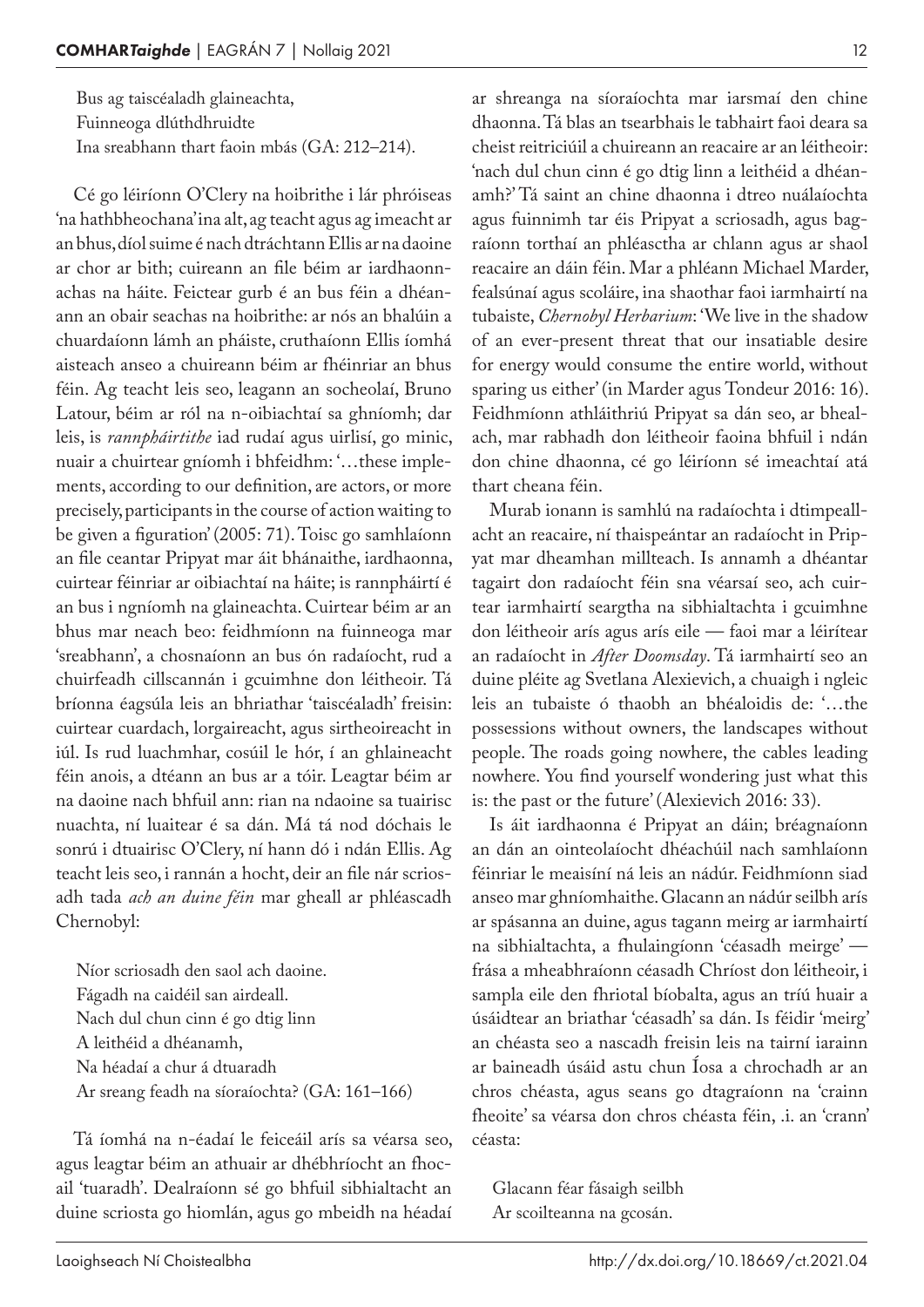Bus ag taiscéaladh glaineachta,
Fuinneoga dlúthdhruidte
Ina sreabhann thart faoin mbás (GA: 212–214).

Cé go léiríonn O'Clery na hoibrithe i lár phróiseas 'na hathbheochana' ina alt, ag teacht agus ag imeacht ar an bhus, díol suime é nach dtráchtann Ellis ar na daoine ar chor ar bith; cuireann an file béim ar iardhaonnachas na háite. Feictear gurb é an bus féin a dhéanann an obair seachas na hoibrithe: ar nós an bhalúin a chuardaíonn lámh an pháiste, cruthaíonn Ellis íomhá aisteach anseo a chuireann béim ar fhéinriar an bhus féin. Ag teacht leis seo, leagann an socheolaí, Bruno Latour, béim ar ról na n-oibiachtaí sa ghníomh; dar leis, is *rannpháirtithe* iad rudaí agus uirlisí, go minic, nuair a chuirtear gníomh i bhfeidhm: '…these implements, according to our definition, are actors, or more precisely, participants in the course of action waiting to be given a figuration' (2005: 71). Toisc go samhlaíonn an file ceantar Pripyat mar áit bhánaithe, iardhaonna, cuirtear féinriar ar oibiachtaí na háite; is rannpháirtí é an bus i ngníomh na glaineachta. Cuirtear béim ar an bhus mar neach beo: feidhmíonn na fuinneoga mar 'sreabhann', a chosnaíonn an bus ón radaíocht, rud a chuirfeadh cillscannán i gcuimhne don léitheoir. Tá bríonna éagsúla leis an bhriathar 'taiscéaladh' freisin: cuirtear cuardach, lorgaireacht, agus sirtheoireacht in iúl. Is rud luachmhar, cosúil le hór, í an ghlaineacht féin anois, a dtéann an bus ar a tóir. Leagtar béim ar na daoine nach bhfuil ann: rian na ndaoine sa tuairisc nuachta, ní luaitear é sa dán. Má tá nod dóchais le sonrú i dtuairisc O'Clery, ní hann dó i ndán Ellis. Ag teacht leis seo, i rannán a hocht, deir an file nár scriosadh tada *ach an duine féin* mar gheall ar phléascadh Chernobyl:

Níor scriosadh den saol ach daoine.
Fágadh na caidéil san airdeall.
Nach dul chun cinn é go dtig linn
A leithéid a dhéanamh,
Na héadaí a chur á dtuaradh
Ar sreang feadh na síoraíochta? (GA: 161–166)

Tá íomhá na n-éadaí le feiceáil arís sa véarsa seo, agus leagtar béim an athuair ar dhébhríocht an fhocail 'tuaradh'. Dealraíonn sé go bhfuil sibhialtacht an duine scriosta go hiomlán, agus go mbeidh na héadaí ar shreanga na síoraíochta mar iarsmaí den chine dhaonna. Tá blas an tsearbhais le tabhairt faoi deara sa cheist reitriciúil a chuireann an reacaire ar an léitheoir: 'nach dul chun cinn é go dtig linn a leithéid a dhéanamh?' Tá saint an chine dhaonna i dtreo nuálaíochta agus fuinnimh tar éis Pripyat a scriosadh, agus bagraíonn torthaí an phléasctha ar chlann agus ar shaol reacaire an dáin féin. Mar a phléann Michael Marder, fealsúnaí agus scoláire, ina shaothar faoi iarmhairtí na tubaiste, *Chernobyl Herbarium*: 'We live in the shadow of an ever-present threat that our insatiable desire for energy would consume the entire world, without sparing us either' (in Marder agus Tondeur 2016: 16). Feidhmíonn athláithriú Pripyat sa dán seo, ar bhealach, mar rabhadh don léitheoir faoina bhfuil i ndán don chine dhaonna, cé go léiríonn sé imeachtaí atá thart cheana féin.

Murab ionann is samhlú na radaíochta i dtimpeallacht an reacaire, ní thaispeántar an radaíocht in Pripyat mar dheamhan millteach. Is annamh a dhéantar tagairt don radaíocht féin sna véarsaí seo, ach cuirtear iarmhairtí seargtha na sibhialtachta i gcuimhne don léitheoir arís agus arís eile — faoi mar a léirítear an radaíocht in *After Doomsday*. Tá iarmhairtí seo an duine pléite ag Svetlana Alexievich, a chuaigh i ngleic leis an tubaiste ó thaobh an bhéaloidis de: '…the possessions without owners, the landscapes without people. The roads going nowhere, the cables leading nowhere. You find yourself wondering just what this is: the past or the future' (Alexievich 2016: 33).

Is áit iardhaonna é Pripyat an dáin; bréagnaíonn an dán an ointeolaíocht dhéachúil nach samhlaíonn féinriar le meaisíní ná leis an nádúr. Feidhmíonn siad anseo mar ghníomhaithe. Glacann an nádúr seilbh arís ar spásanna an duine, agus tagann meirg ar iarmhairtí na sibhialtachta, a fhulaingíonn 'céasadh meirge' — frása a mheabhraíonn céasadh Chríost don léitheoir, i sampla eile den fhriotal bíobalta, agus an tríú huair a úsáidtear an briathar 'céasadh' sa dán. Is féidir 'meirg' an chéasta seo a nascadh freisin leis na tairní iarainn ar baineadh úsáid astu chun Íosa a chrochadh ar an chros chéasta, agus seans go dtagraíonn na 'crainn fheoite' sa véarsa don chros chéasta féin, .i. an 'crann' céasta:

Glacann féar fásaigh seilbh
Ar scoilteanna na gcosán.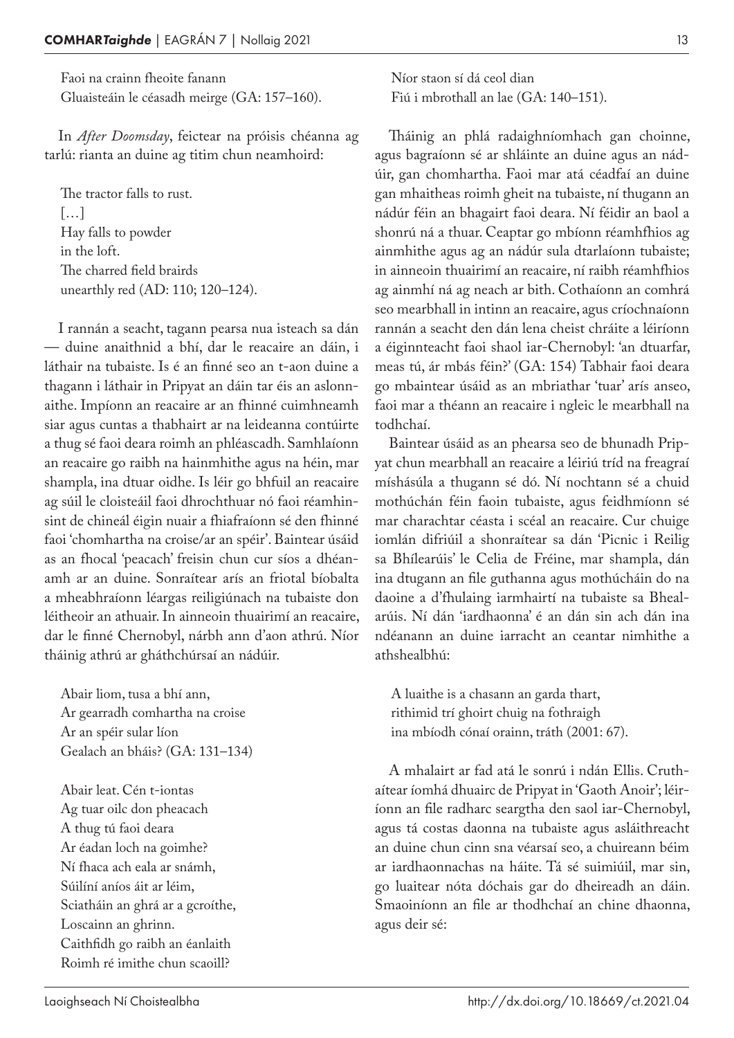Faoi na crainn fheoite fanann
Gluaisteáin le céasadh meirge (GA: 157–160).

In *After Doomsday*, feictear na próisis chéanna ag tarlú: rianta an duine ag titim chun neamhoird:

The tractor falls to rust.
[…]
Hay falls to powder
in the loft.
The charred field brairds
unearthly red (AD: 110; 120–124).

I rannán a seacht, tagann pearsa nua isteach sa dán — duine anaithnid a bhí, dar le reacaire an dáin, i láthair na tubaiste. Is é an finné seo an t-aon duine a thagann i láthair in Pripyat an dáin tar éis an aslonnaithe. Impíonn an reacaire ar an fhinné cuimhneamh siar agus cuntas a thabhairt ar na leideanna contúirte a thug sé faoi deara roimh an phléascadh. Samhlaíonn an reacaire go raibh na hainmhithe agus na héin, mar shampla, ina dtuar oidhe. Is léir go bhfuil an reacaire ag súil le cloisteáil faoi dhrochthuar nó faoi réamhinsint de chineál éigin nuair a fhiafraíonn sé den fhinné faoi 'chomhartha na croise/ar an spéir'. Baintear úsáid as an fhocal 'peacach' freisin chun cur síos a dhéanamh ar an duine. Sonraítear arís an friotal bíobalta a mheabhraíonn léargas reiligiúnach na tubaiste don léitheoir an athuair. In ainneoin thuairimí an reacaire, dar le finné Chernobyl, nárbh ann d'aon athrú. Níor tháinig athrú ar gháthchúrsaí an nádúir.

Abair liom, tusa a bhí ann,
Ar gearradh comhartha na croise
Ar an spéir sular líon
Gealach an bháis? (GA: 131–134)

Abair leat. Cén t-iontas
Ag tuar oilc don pheacach
A thug tú faoi deara
Ar éadan loch na goimhe?
Ní fhaca ach eala ar snámh,
Súilíní aníos áit ar léim,
Sciatháin an ghrá ar a gcroíthe,
Loscainn an ghrinn.
Caithfidh go raibh an éanlaith
Roimh ré imithe chun scaoill?
Níor staon sí dá ceol dian
Fiú i mbrothall an lae (GA: 140–151).

Tháinig an phlá radaighníomhach gan choinne, agus bagraíonn sé ar shláinte an duine agus an nádúir, gan chomhartha. Faoi mar atá céadfaí an duine gan mhaitheas roimh gheit na tubaiste, ní thugann an nádúr féin an bhagairt faoi deara. Ní féidir an baol a shonrú ná a thuar. Ceaptar go mbíonn réamhfhios ag ainmhithe agus ag an nádúr sula dtarlaíonn tubaiste; in ainneoin thuairimí an reacaire, ní raibh réamhfhios ag ainmhí ná ag neach ar bith. Cothaíonn an comhrá seo mearbhall in intinn an reacaire, agus críochnaíonn rannán a seacht den dán lena cheist chráite a léiríonn a éiginnteacht faoi shaol iar-Chernobyl: 'an dtuarfar, meas tú, ár mbás féin?' (GA: 154) Tabhair faoi deara go mbaintear úsáid as an mbriathar 'tuar' arís anseo, faoi mar a théann an reacaire i ngleic le mearbhall na todhchaí.

Baintear úsáid as an phearsa seo de bhunadh Pripyat chun mearbhall an reacaire a léiriú tríd na freagraí míshásúla a thugann sé dó. Ní nochtann sé a chuid mothúchán féin faoin tubaiste, agus feidhmíonn sé mar charachtar céasta i scéal an reacaire. Cur chuige iomlán difriúil a shonraítear sa dán 'Picnic i Reilig sa Bhílearúis' le Celia de Fréine, mar shampla, dán ina dtugann an file guthanna agus mothúcháin do na daoine a d'fhulaing iarmhairtí na tubaiste sa Bhealarúis. Ní dán 'iardhaonna' é an dán sin ach dán ina ndéanann an duine iarracht an ceantar nimhithe a athshealbhú:

A luaithe is a chasann an garda thart,
rithimid trí ghoirt chuig na fothraigh
ina mbíodh cónaí orainn, tráth (2001: 67).

A mhalairt ar fad atá le sonrú i ndán Ellis. Cruthaítear íomhá dhuairc de Pripyat in 'Gaoth Anoir'; léiríonn an file radharc seargtha den saol iar-Chernobyl, agus tá costas daonna na tubaiste agus asláithreacht an duine chun cinn sna véarsaí seo, a chuireann béim ar iardhaonnachas na háite. Tá sé suimiúil, mar sin, go luaitear nóta dóchais gar do dheireadh an dáin. Smaoiníonn an file ar thodhchaí an chine dhaonna, agus deir sé: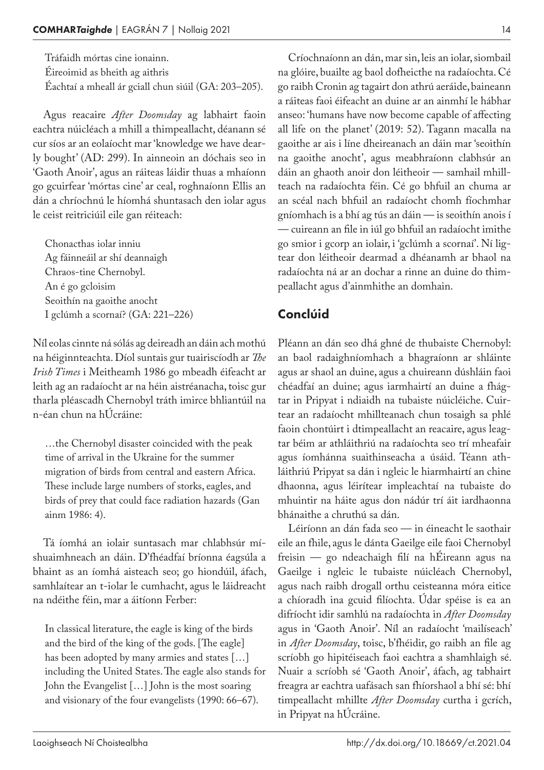Tráfaidh mórtas cine ionainn.
Éireoimid as bheith ag aithris
Éachtaí a mheall ár gciall chun siúil (GA: 203–205).

Agus reacaire *After Doomsday* ag labhairt faoin eachtra núicléach a mhill a thimpeallacht, déanann sé cur síos ar an eolaíocht mar 'knowledge we have dearly bought' (AD: 299). In ainneoin an dóchais seo in 'Gaoth Anoir', agus an ráiteas láidir thuas a mhaíonn go gcuirfear 'mórtas cine' ar ceal, roghnaíonn Ellis an dán a chríochnú le híomhá shuntasach den iolar agus le ceist reitriciúil eile gan réiteach:

Chonacthas iolar inniu
Ag fáinneáil ar shí deannaigh
Chraos-tine Chernobyl.
An é go gcloisim
Seoithín na gaoithe anocht
I gclúmh a scornaí? (GA: 221–226)

Níl eolas cinnte ná sólás ag deireadh an dáin ach mothú na héiginnteachta. Díol suntais gur tuairiscíodh ar *The Irish Times* i Meitheamh 1986 go mbeadh éifeacht ar leith ag an radaíocht ar na héin aistréanacha, toisc gur tharla pléascadh Chernobyl tráth imirce bhliantúil na n-éan chun na hÚcráine:

> …the Chernobyl disaster coincided with the peak time of arrival in the Ukraine for the summer migration of birds from central and eastern Africa. These include large numbers of storks, eagles, and birds of prey that could face radiation hazards (Gan ainm 1986: 4).

Tá íomhá an iolair suntasach mar chlabhsúr míshuaimhneach an dáin. D'fhéadfaí bríonna éagsúla a bhaint as an íomhá aisteach seo; go hiondúil, áfach, samhlaítear an t-iolar le cumhacht, agus le láidreacht na ndéithe féin, mar a áitíonn Ferber:

> In classical literature, the eagle is king of the birds and the bird of the king of the gods. [The eagle] has been adopted by many armies and states […] including the United States. The eagle also stands for John the Evangelist […] John is the most soaring and visionary of the four evangelists (1990: 66–67).

Críochnaíonn an dán, mar sin, leis an iolar, siombail na glóire, buailte ag baol dofheicthe na radaíochta. Cé go raibh Cronin ag tagairt don athrú aeráide, baineann a ráiteas faoi éifeacht an duine ar an ainmhí le hábhar anseo: 'humans have now become capable of affecting all life on the planet' (2019: 52). Tagann macalla na gaoithe ar ais i líne dheireanach an dáin mar 'seoithín na gaoithe anocht', agus meabhraíonn clabhsúr an dáin an ghaoth anoir don léitheoir — samhail mhillteach na radaíochta féin. Cé go bhfuil an chuma ar an scéal nach bhfuil an radaíocht chomh fíochmhar gníomhach is a bhí ag tús an dáin — is seoithín anois í — cuireann an file in iúl go bhfuil an radaíocht imithe go smior i gcorp an iolair, i 'gclúmh a scornaí'. Ní ligtear don léitheoir dearmad a dhéanamh ar bhaol na radaíochta ná ar an dochar a rinne an duine do thimpeallacht agus d'ainmhithe an domhain.

## Conclúid

Pléann an dán seo dhá ghné de thubaiste Chernobyl: an baol radaighníomhach a bhagraíonn ar shláinte agus ar shaol an duine, agus a chuireann dúshláin faoi chéadfaí an duine; agus iarmhairtí an duine a fhágtar in Pripyat i ndiaidh na tubaiste núicléiche. Cuirtear an radaíocht mhillteanach chun tosaigh sa phlé faoin chontúirt i dtimpeallacht an reacaire, agus leagtar béim ar athláithriú na radaíochta seo trí mheafair agus íomhánna suaithinseacha a úsáid. Téann athláithriú Pripyat sa dán i ngleic le hiarmhairtí an chine dhaonna, agus léirítear impleachtaí na tubaiste do mhuintir na háite agus don nádúr trí áit iardhaonna bhánaithe a chruthú sa dán.

Léiríonn an dán fada seo — in éineacht le saothair eile an fhile, agus le dánta Gaeilge eile faoi Chernobyl freisin — go ndeachaigh filí na hÉireann agus na Gaeilge i ngleic le tubaiste núicléach Chernobyl, agus nach raibh drogall orthu ceisteanna móra eitice a chíoradh ina gcuid filíochta. Údar spéise is ea an difríocht idir samhlú na radaíochta in *After Doomsday* agus in 'Gaoth Anoir'. Níl an radaíocht 'mailíseach' in *After Doomsday*, toisc, b'fhéidir, go raibh an file ag scríobh go hipitéiseach faoi eachtra a shamhlaigh sé. Nuair a scríobh sé 'Gaoth Anoir', áfach, ag tabhairt freagra ar eachtra uafásach san fhíorshaol a bhí sé: bhí timpeallacht mhillte *After Doomsday* curtha i gcrích, in Pripyat na hÚcráine.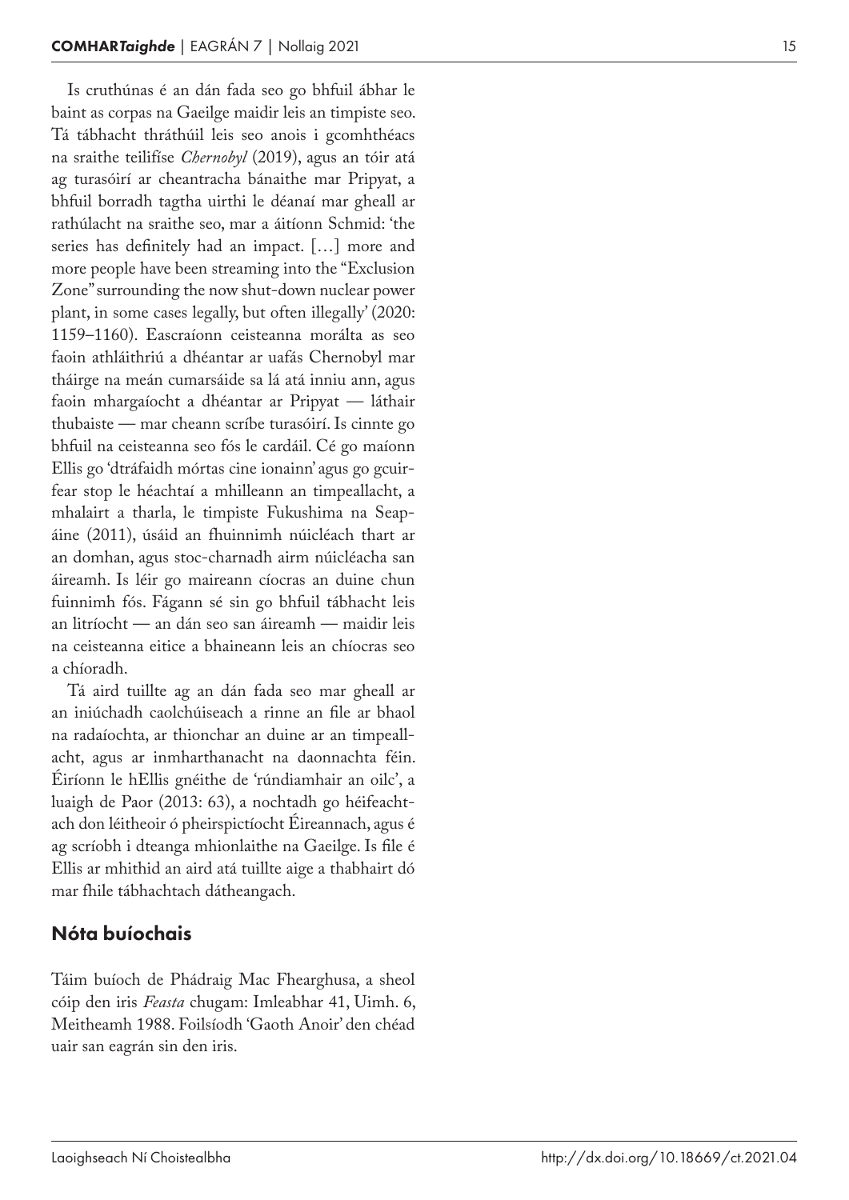Is cruthúnas é an dán fada seo go bhfuil ábhar le baint as corpas na Gaeilge maidir leis an timpiste seo. Tá tábhacht thráthúil leis seo anois i gcomhthéacs na sraithe teilifíse *Chernobyl* (2019), agus an tóir atá ag turasóirí ar cheantracha bánaithe mar Pripyat, a bhfuil borradh tagtha uirthi le déanaí mar gheall ar rathúlacht na sraithe seo, mar a áitíonn Schmid: 'the series has definitely had an impact. […] more and more people have been streaming into the "Exclusion Zone" surrounding the now shut-down nuclear power plant, in some cases legally, but often illegally' (2020: 1159–1160). Eascraíonn ceisteanna morálta as seo faoin athláithriú a dhéantar ar uafás Chernobyl mar tháirge na meán cumarsáide sa lá atá inniu ann, agus faoin mhargaíocht a dhéantar ar Pripyat — láthair thubaiste — mar cheann scríbe turasóirí. Is cinnte go bhfuil na ceisteanna seo fós le cardáil. Cé go maíonn Ellis go 'dtráfaidh mórtas cine ionainn' agus go gcuirfear stop le héachtaí a mhilleann an timpeallacht, a mhalairt a tharla, le timpiste Fukushima na Seapáine (2011), úsáid an fhuinnimh núicléach thart ar an domhan, agus stoc-charnadh airm núicléacha san áireamh. Is léir go maireann cíocras an duine chun fuinnimh fós. Fágann sé sin go bhfuil tábhacht leis an litríocht — an dán seo san áireamh — maidir leis na ceisteanna eitice a bhaineann leis an chíocras seo a chíoradh.

Tá aird tuillte ag an dán fada seo mar gheall ar an iniúchadh caolchúiseach a rinne an file ar bhaol na radaíochta, ar thionchar an duine ar an timpeallacht, agus ar inmharthanacht na daonnachta féin. Éiríonn le hEllis gnéithe de 'rúndiamhair an oilc', a luaigh de Paor (2013: 63), a nochtadh go héifeachtach don léitheoir ó pheirspictíocht Éireannach, agus é ag scríobh i dteanga mhionlaithe na Gaeilge. Is file é Ellis ar mhithid an aird atá tuillte aige a thabhairt dó mar fhile tábhachtach dátheangach.

## Nóta buíochais

Táim buíoch de Phádraig Mac Fhearghusa, a sheol cóip den iris *Feasta* chugam: Imleabhar 41, Uimh. 6, Meitheamh 1988. Foilsíodh 'Gaoth Anoir' den chéad uair san eagrán sin den iris.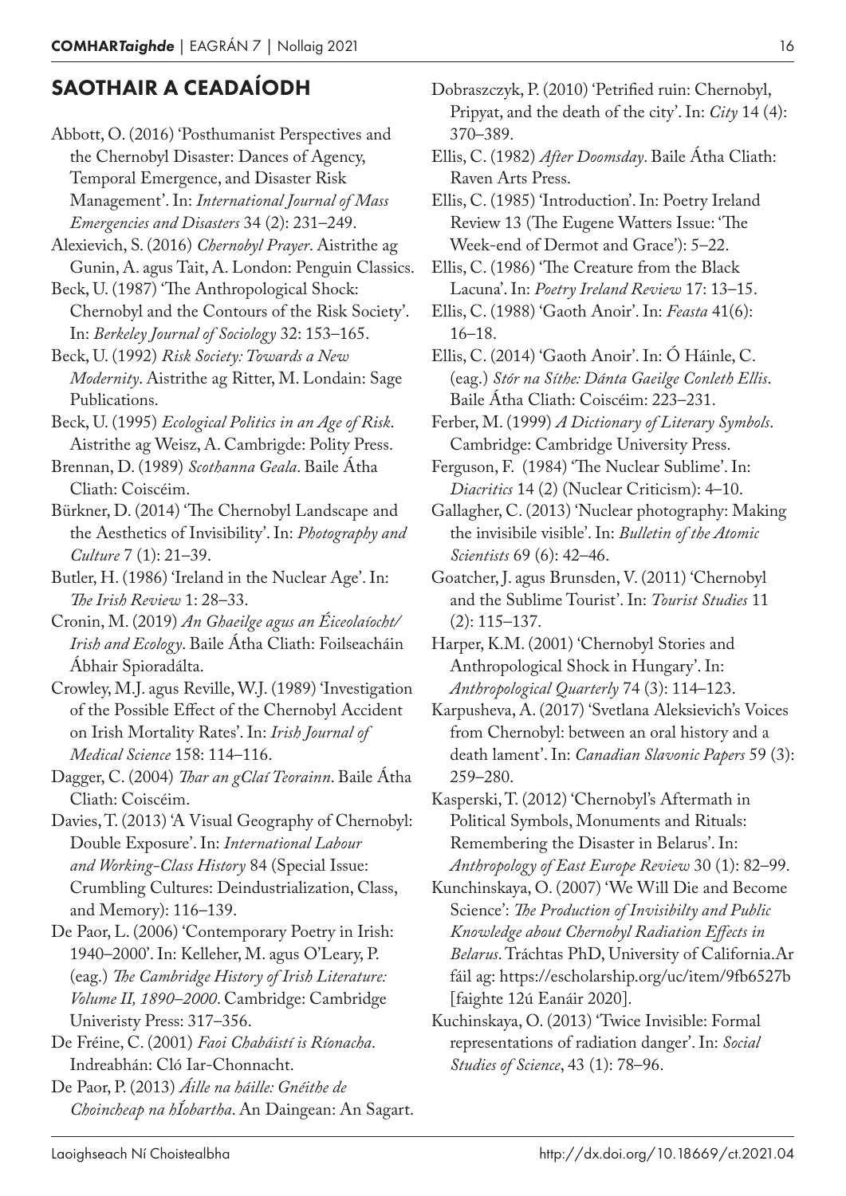## SAOTHAIR A CEADAÍODH

Abbott, O. (2016) 'Posthumanist Perspectives and the Chernobyl Disaster: Dances of Agency, Temporal Emergence, and Disaster Risk Management'. In: *International Journal of Mass Emergencies and Disasters* 34 (2): 231–249.

Alexievich, S. (2016) *Chernobyl Prayer*. Aistrithe ag Gunin, A. agus Tait, A. London: Penguin Classics.

Beck, U. (1987) 'The Anthropological Shock: Chernobyl and the Contours of the Risk Society'. In: *Berkeley Journal of Sociology* 32: 153–165.

Beck, U. (1992) *Risk Society: Towards a New Modernity*. Aistrithe ag Ritter, M. Londain: Sage Publications.

Beck, U. (1995) *Ecological Politics in an Age of Risk*. Aistrithe ag Weisz, A. Cambrigde: Polity Press.

Brennan, D. (1989) *Scothanna Geala*. Baile Átha Cliath: Coiscéim.

Bürkner, D. (2014) 'The Chernobyl Landscape and the Aesthetics of Invisibility'. In: *Photography and Culture* 7 (1): 21–39.

Butler, H. (1986) 'Ireland in the Nuclear Age'. In: *The Irish Review* 1: 28–33.

Cronin, M. (2019) *An Ghaeilge agus an Éiceolaíocht/ Irish and Ecology*. Baile Átha Cliath: Foilseacháin Ábhair Spioradálta.

Crowley, M.J. agus Reville, W.J. (1989) 'Investigation of the Possible Effect of the Chernobyl Accident on Irish Mortality Rates'. In: *Irish Journal of Medical Science* 158: 114–116.

Dagger, C. (2004) *Thar an gClaí Teorainn*. Baile Átha Cliath: Coiscéim.

Davies, T. (2013) 'A Visual Geography of Chernobyl: Double Exposure'. In: *International Labour and Working-Class History* 84 (Special Issue: Crumbling Cultures: Deindustrialization, Class, and Memory): 116–139.

De Paor, L. (2006) 'Contemporary Poetry in Irish: 1940–2000'. In: Kelleher, M. agus O'Leary, P. (eag.) *The Cambridge History of Irish Literature: Volume II, 1890–2000*. Cambridge: Cambridge Univeristy Press: 317–356.

De Fréine, C. (2001) *Faoi Chabáistí is Ríonacha*. Indreabhán: Cló Iar-Chonnacht.

De Paor, P. (2013) *Áille na háille: Gnéithe de Choincheap na hÍobartha*. An Daingean: An Sagart.

Dobraszczyk, P. (2010) 'Petrified ruin: Chernobyl, Pripyat, and the death of the city'. In: *City* 14 (4): 370–389.

Ellis, C. (1982) *After Doomsday*. Baile Átha Cliath: Raven Arts Press.

Ellis, C. (1985) 'Introduction'. In: Poetry Ireland Review 13 (The Eugene Watters Issue: 'The Week-end of Dermot and Grace'): 5–22.

Ellis, C. (1986) 'The Creature from the Black Lacuna'. In: *Poetry Ireland Review* 17: 13–15.

Ellis, C. (1988) 'Gaoth Anoir'. In: *Feasta* 41(6): 16–18.

Ellis, C. (2014) 'Gaoth Anoir'. In: Ó Háinle, C. (eag.) *Stór na Síthe: Dánta Gaeilge Conleth Ellis*. Baile Átha Cliath: Coiscéim: 223–231.

Ferber, M. (1999) *A Dictionary of Literary Symbols*. Cambridge: Cambridge University Press.

Ferguson, F. (1984) 'The Nuclear Sublime'. In: *Diacritics* 14 (2) (Nuclear Criticism): 4–10.

Gallagher, C. (2013) 'Nuclear photography: Making the invisibile visible'. In: *Bulletin of the Atomic Scientists* 69 (6): 42–46.

Goatcher, J. agus Brunsden, V. (2011) 'Chernobyl and the Sublime Tourist'. In: *Tourist Studies* 11 (2): 115–137.

Harper, K.M. (2001) 'Chernobyl Stories and Anthropological Shock in Hungary'. In: *Anthropological Quarterly* 74 (3): 114–123.

Karpusheva, A. (2017) 'Svetlana Aleksievich's Voices from Chernobyl: between an oral history and a death lament'. In: *Canadian Slavonic Papers* 59 (3): 259–280.

Kasperski, T. (2012) 'Chernobyl's Aftermath in Political Symbols, Monuments and Rituals: Remembering the Disaster in Belarus'. In: *Anthropology of East Europe Review* 30 (1): 82–99.

Kunchinskaya, O. (2007) 'We Will Die and Become Science': *The Production of Invisibilty and Public Knowledge about Chernobyl Radiation Effects in Belarus*. Tráchtas PhD, University of California.Ar fáil ag: https://escholarship.org/uc/item/9fb6527b [faighte 12ú Eanáir 2020].

Kuchinskaya, O. (2013) 'Twice Invisible: Formal representations of radiation danger'. In: *Social Studies of Science*, 43 (1): 78–96.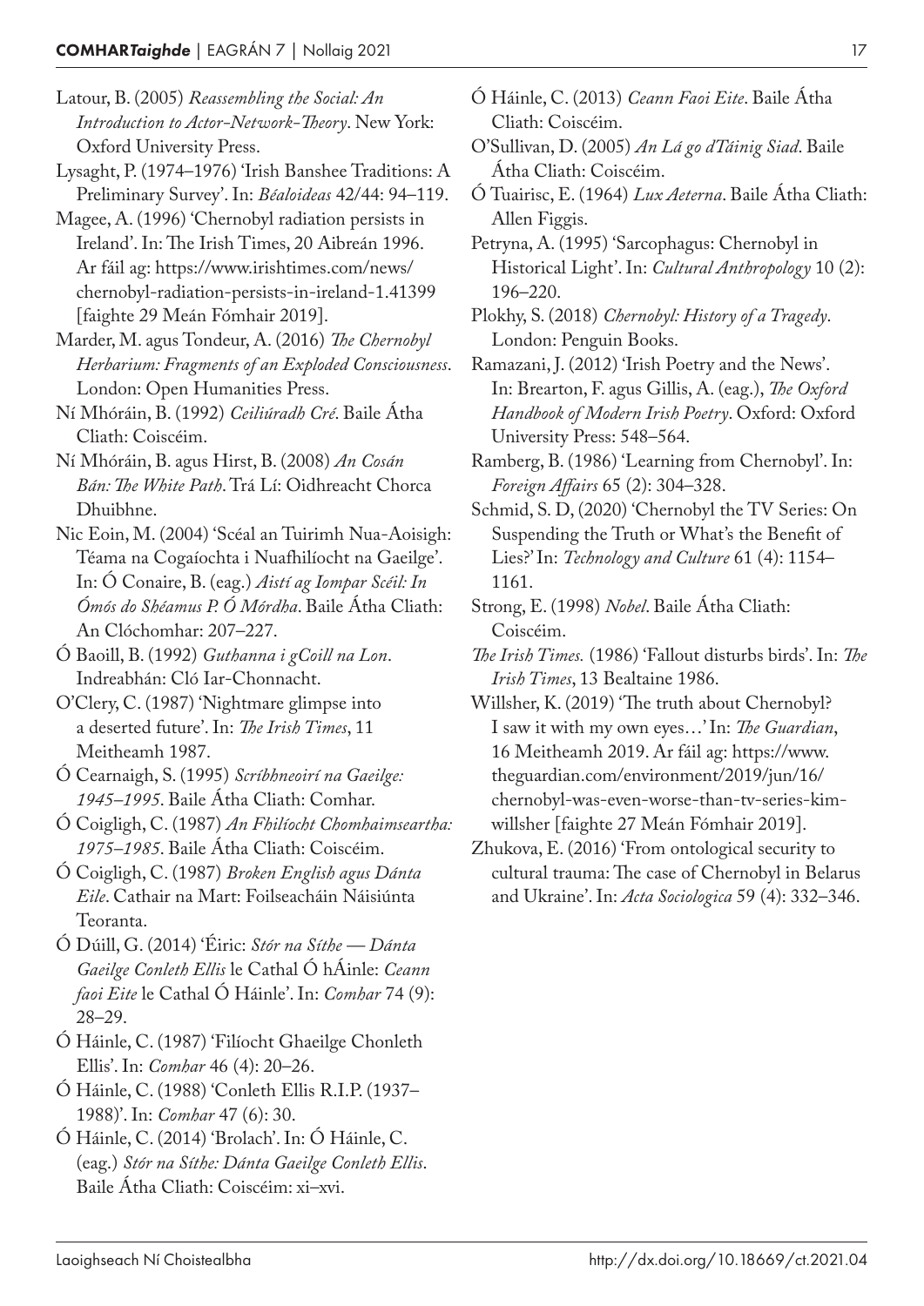Latour, B. (2005) *Reassembling the Social: An Introduction to Actor-Network-Theory*. New York: Oxford University Press.

Lysaght, P. (1974–1976) 'Irish Banshee Traditions: A Preliminary Survey'. In: *Béaloideas* 42/44: 94–119.

Magee, A. (1996) 'Chernobyl radiation persists in Ireland'. In: The Irish Times, 20 Aibreán 1996. Ar fáil ag: https://www.irishtimes.com/news/chernobyl-radiation-persists-in-ireland-1.41399 [faighte 29 Meán Fómhair 2019].

Marder, M. agus Tondeur, A. (2016) *The Chernobyl Herbarium: Fragments of an Exploded Consciousness*. London: Open Humanities Press.

Ní Mhóráin, B. (1992) *Ceiliúradh Cré*. Baile Átha Cliath: Coiscéim.

Ní Mhóráin, B. agus Hirst, B. (2008) *An Cosán Bán: The White Path*. Trá Lí: Oidhreacht Chorca Dhuibhne.

Nic Eoin, M. (2004) 'Scéal an Tuirimh Nua-Aoisigh: Téama na Cogaíochta i Nuafhilíocht na Gaeilge'. In: Ó Conaire, B. (eag.) *Aistí ag Iompar Scéil: In Ómós do Shéamus P. Ó Mórdha*. Baile Átha Cliath: An Clóchomhar: 207–227.

Ó Baoill, B. (1992) *Guthanna i gCoill na Lon*. Indreabhán: Cló Iar-Chonnacht.

O'Clery, C. (1987) 'Nightmare glimpse into a deserted future'. In: *The Irish Times*, 11 Meitheamh 1987.

Ó Cearnaigh, S. (1995) *Scríbhneoirí na Gaeilge: 1945–1995*. Baile Átha Cliath: Comhar.

Ó Coigligh, C. (1987) *An Fhilíocht Chomhaimseartha: 1975–1985*. Baile Átha Cliath: Coiscéim.

Ó Coigligh, C. (1987) *Broken English agus Dánta Eile*. Cathair na Mart: Foilseacháin Náisiúnta Teoranta.

Ó Dúill, G. (2014) 'Éiric: *Stór na Síthe — Dánta Gaeilge Conleth Ellis* le Cathal Ó hÁinle: *Ceann faoi Eite* le Cathal Ó Háinle'. In: *Comhar* 74 (9): 28–29.

Ó Háinle, C. (1987) 'Filíocht Ghaeilge Chonleth Ellis'. In: *Comhar* 46 (4): 20–26.

Ó Háinle, C. (1988) 'Conleth Ellis R.I.P. (1937–1988)'. In: *Comhar* 47 (6): 30.

Ó Háinle, C. (2014) 'Brolach'. In: Ó Háinle, C. (eag.) *Stór na Síthe: Dánta Gaeilge Conleth Ellis*. Baile Átha Cliath: Coiscéim: xi–xvi.

Ó Háinle, C. (2013) *Ceann Faoi Eite*. Baile Átha Cliath: Coiscéim.

O'Sullivan, D. (2005) *An Lá go dTáinig Siad*. Baile Átha Cliath: Coiscéim.

Ó Tuairisc, E. (1964) *Lux Aeterna*. Baile Átha Cliath: Allen Figgis.

Petryna, A. (1995) 'Sarcophagus: Chernobyl in Historical Light'. In: *Cultural Anthropology* 10 (2): 196–220.

Plokhy, S. (2018) *Chernobyl: History of a Tragedy*. London: Penguin Books.

Ramazani, J. (2012) 'Irish Poetry and the News'. In: Brearton, F. agus Gillis, A. (eag.), *The Oxford Handbook of Modern Irish Poetry*. Oxford: Oxford University Press: 548–564.

Ramberg, B. (1986) 'Learning from Chernobyl'. In: *Foreign Affairs* 65 (2): 304–328.

Schmid, S. D, (2020) 'Chernobyl the TV Series: On Suspending the Truth or What's the Benefit of Lies?' In: *Technology and Culture* 61 (4): 1154–1161.

Strong, E. (1998) *Nobel*. Baile Átha Cliath: Coiscéim.

*The Irish Times.* (1986) 'Fallout disturbs birds'. In: *The Irish Times*, 13 Bealtaine 1986.

Willsher, K. (2019) 'The truth about Chernobyl? I saw it with my own eyes…' In: *The Guardian*, 16 Meitheamh 2019. Ar fáil ag: https://www.theguardian.com/environment/2019/jun/16/chernobyl-was-even-worse-than-tv-series-kim-willsher [faighte 27 Meán Fómhair 2019].

Zhukova, E. (2016) 'From ontological security to cultural trauma: The case of Chernobyl in Belarus and Ukraine'. In: *Acta Sociologica* 59 (4): 332–346.